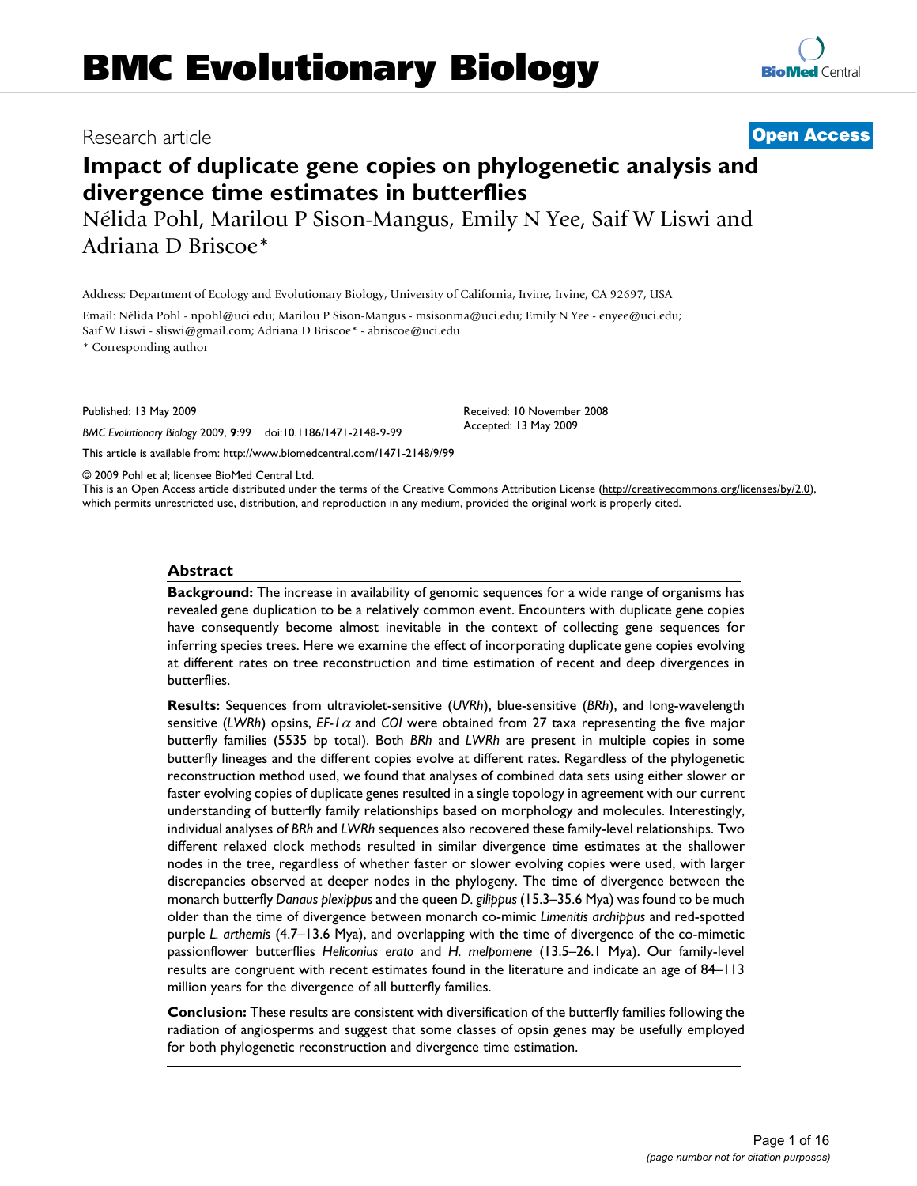# BMC Evolutionary Biology

Research article

**Open Access**

# Impact of duplicate gene copies on phylogenetic analysis and divergence time estimates in butterflies

Nélida Pohl, Marilou P Sison-Mangus, Emily N Yee, Saif W Liswi and Adriana D Briscoe*

Address: Department of Ecology and Evolutionary Biology, University of California, Irvine, Irvine, CA 92697, USA

Email: Nélida Pohl - npohl@uci.edu; Marilou P Sison-Mangus - msisonma@uci.edu; Emily N Yee - enyee@uci.edu; Saif W Liswi - sliswi@gmail.com; Adriana D Briscoe* - abriscoe@uci.edu

* Corresponding author

Published: 13 May 2009

*BMC Evolutionary Biology* 2009, **9**:99 doi:10.1186/1471-2148-9-99

Received: 10 November 2008
Accepted: 13 May 2009

This article is available from: http://www.biomedcentral.com/1471-2148/9/99

© 2009 Pohl et al; licensee BioMed Central Ltd.

This is an Open Access article distributed under the terms of the Creative Commons Attribution License (http://creativecommons.org/licenses/by/2.0), which permits unrestricted use, distribution, and reproduction in any medium, provided the original work is properly cited.

## Abstract

**Background:** The increase in availability of genomic sequences for a wide range of organisms has revealed gene duplication to be a relatively common event. Encounters with duplicate gene copies have consequently become almost inevitable in the context of collecting gene sequences for inferring species trees. Here we examine the effect of incorporating duplicate gene copies evolving at different rates on tree reconstruction and time estimation of recent and deep divergences in butterflies.

**Results:** Sequences from ultraviolet-sensitive (*UVRh*), blue-sensitive (*BRh*), and long-wavelength sensitive (*LWRh*) opsins, *EF-1$\alpha$* and *COI* were obtained from 27 taxa representing the five major butterfly families (5535 bp total). Both *BRh* and *LWRh* are present in multiple copies in some butterfly lineages and the different copies evolve at different rates. Regardless of the phylogenetic reconstruction method used, we found that analyses of combined data sets using either slower or faster evolving copies of duplicate genes resulted in a single topology in agreement with our current understanding of butterfly family relationships based on morphology and molecules. Interestingly, individual analyses of *BRh* and *LWRh* sequences also recovered these family-level relationships. Two different relaxed clock methods resulted in similar divergence time estimates at the shallower nodes in the tree, regardless of whether faster or slower evolving copies were used, with larger discrepancies observed at deeper nodes in the phylogeny. The time of divergence between the monarch butterfly *Danaus plexippus* and the queen *D. gilippus* (15.3–35.6 Mya) was found to be much older than the time of divergence between monarch co-mimic *Limenitis archippus* and red-spotted purple *L. arthemis* (4.7–13.6 Mya), and overlapping with the time of divergence of the co-mimetic passionflower butterflies *Heliconius erato* and *H. melpomene* (13.5–26.1 Mya). Our family-level results are congruent with recent estimates found in the literature and indicate an age of 84–113 million years for the divergence of all butterfly families.

**Conclusion:** These results are consistent with diversification of the butterfly families following the radiation of angiosperms and suggest that some classes of opsin genes may be usefully employed for both phylogenetic reconstruction and divergence time estimation.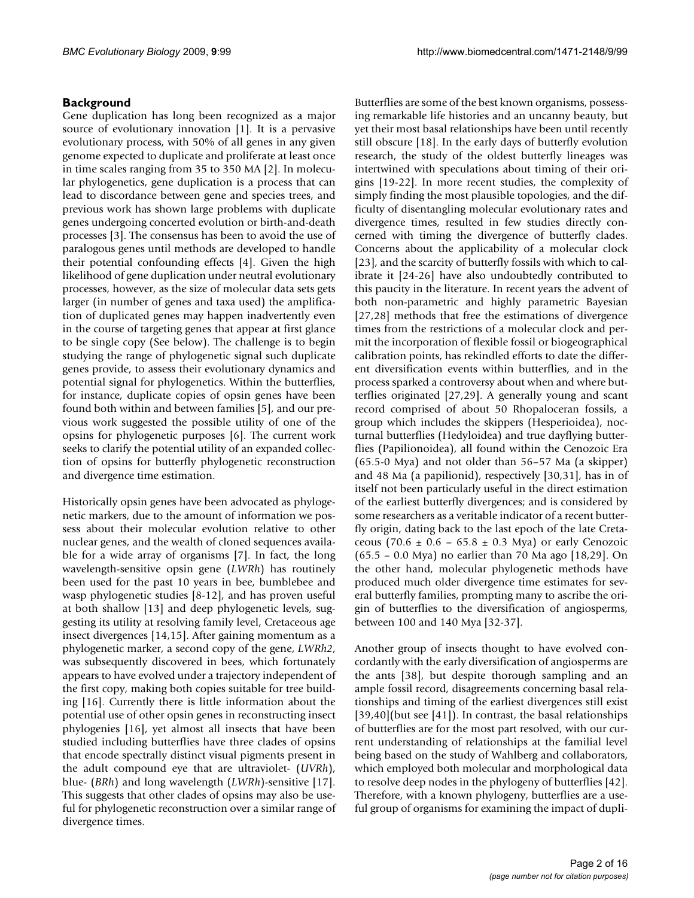## Background

Gene duplication has long been recognized as a major source of evolutionary innovation [1]. It is a pervasive evolutionary process, with 50% of all genes in any given genome expected to duplicate and proliferate at least once in time scales ranging from 35 to 350 MA [2]. In molecular phylogenetics, gene duplication is a process that can lead to discordance between gene and species trees, and previous work has shown large problems with duplicate genes undergoing concerted evolution or birth-and-death processes [3]. The consensus has been to avoid the use of paralogous genes until methods are developed to handle their potential confounding effects [4]. Given the high likelihood of gene duplication under neutral evolutionary processes, however, as the size of molecular data sets gets larger (in number of genes and taxa used) the amplification of duplicated genes may happen inadvertently even in the course of targeting genes that appear at first glance to be single copy (See below). The challenge is to begin studying the range of phylogenetic signal such duplicate genes provide, to assess their evolutionary dynamics and potential signal for phylogenetics. Within the butterflies, for instance, duplicate copies of opsin genes have been found both within and between families [5], and our previous work suggested the possible utility of one of the opsins for phylogenetic purposes [6]. The current work seeks to clarify the potential utility of an expanded collection of opsins for butterfly phylogenetic reconstruction and divergence time estimation.

Historically opsin genes have been advocated as phylogenetic markers, due to the amount of information we possess about their molecular evolution relative to other nuclear genes, and the wealth of cloned sequences available for a wide array of organisms [7]. In fact, the long wavelength-sensitive opsin gene (*LWRh*) has routinely been used for the past 10 years in bee, bumblebee and wasp phylogenetic studies [8-12], and has proven useful at both shallow [13] and deep phylogenetic levels, suggesting its utility at resolving family level, Cretaceous age insect divergences [14,15]. After gaining momentum as a phylogenetic marker, a second copy of the gene, *LWRh2*, was subsequently discovered in bees, which fortunately appears to have evolved under a trajectory independent of the first copy, making both copies suitable for tree building [16]. Currently there is little information about the potential use of other opsin genes in reconstructing insect phylogenies [16], yet almost all insects that have been studied including butterflies have three clades of opsins that encode spectrally distinct visual pigments present in the adult compound eye that are ultraviolet- (*UVRh*), blue- (*BRh*) and long wavelength (*LWRh*)-sensitive [17]. This suggests that other clades of opsins may also be useful for phylogenetic reconstruction over a similar range of divergence times.

Butterflies are some of the best known organisms, possessing remarkable life histories and an uncanny beauty, but yet their most basal relationships have been until recently still obscure [18]. In the early days of butterfly evolution research, the study of the oldest butterfly lineages was intertwined with speculations about timing of their origins [19-22]. In more recent studies, the complexity of simply finding the most plausible topologies, and the difficulty of disentangling molecular evolutionary rates and divergence times, resulted in few studies directly concerned with timing the divergence of butterfly clades. Concerns about the applicability of a molecular clock [23], and the scarcity of butterfly fossils with which to calibrate it [24-26] have also undoubtedly contributed to this paucity in the literature. In recent years the advent of both non-parametric and highly parametric Bayesian [27,28] methods that free the estimations of divergence times from the restrictions of a molecular clock and permit the incorporation of flexible fossil or biogeographical calibration points, has rekindled efforts to date the different diversification events within butterflies, and in the process sparked a controversy about when and where butterflies originated [27,29]. A generally young and scant record comprised of about 50 Rhopaloceran fossils, a group which includes the skippers (Hesperioidea), nocturnal butterflies (Hedyloidea) and true dayflying butterflies (Papilionoidea), all found within the Cenozoic Era (65.5-0 Mya) and not older than 56–57 Ma (a skipper) and 48 Ma (a papilionid), respectively [30,31], has in of itself not been particularly useful in the direct estimation of the earliest butterfly divergences; and is considered by some researchers as a veritable indicator of a recent butterfly origin, dating back to the last epoch of the late Cretaceous (70.6 ± 0.6 – 65.8 ± 0.3 Mya) or early Cenozoic (65.5 – 0.0 Mya) no earlier than 70 Ma ago [18,29]. On the other hand, molecular phylogenetic methods have produced much older divergence time estimates for several butterfly families, prompting many to ascribe the origin of butterflies to the diversification of angiosperms, between 100 and 140 Mya [32-37].

Another group of insects thought to have evolved concordantly with the early diversification of angiosperms are the ants [38], but despite thorough sampling and an ample fossil record, disagreements concerning basal relationships and timing of the earliest divergences still exist [39,40](but see [41]). In contrast, the basal relationships of butterflies are for the most part resolved, with our current understanding of relationships at the familial level being based on the study of Wahlberg and collaborators, which employed both molecular and morphological data to resolve deep nodes in the phylogeny of butterflies [42]. Therefore, with a known phylogeny, butterflies are a useful group of organisms for examining the impact of dupli-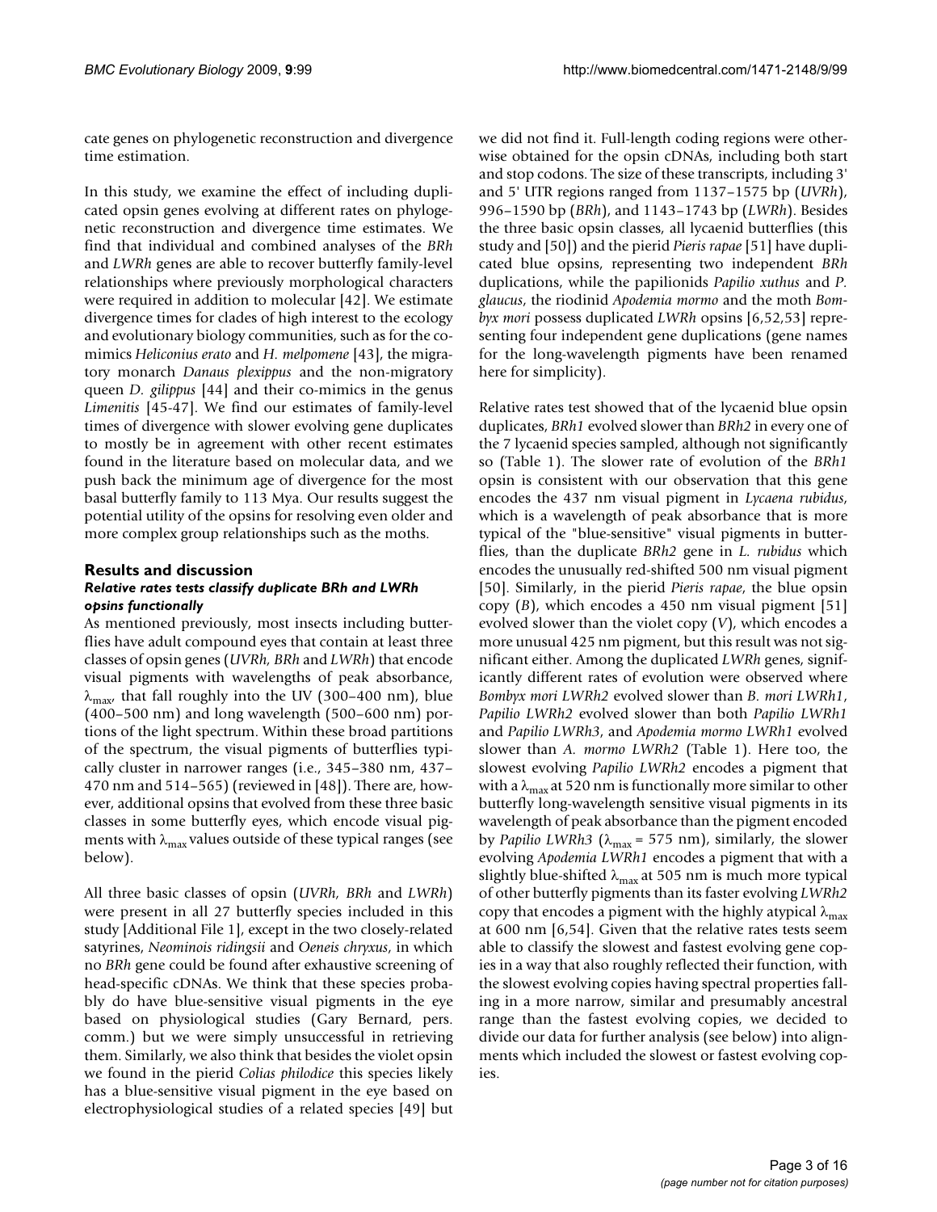cate genes on phylogenetic reconstruction and divergence time estimation.

In this study, we examine the effect of including duplicated opsin genes evolving at different rates on phylogenetic reconstruction and divergence time estimates. We find that individual and combined analyses of the *BRh* and *LWRh* genes are able to recover butterfly family-level relationships where previously morphological characters were required in addition to molecular [42]. We estimate divergence times for clades of high interest to the ecology and evolutionary biology communities, such as for the co-mimics *Heliconius erato* and *H. melpomene* [43], the migratory monarch *Danaus plexippus* and the non-migratory queen *D. gilippus* [44] and their co-mimics in the genus *Limenitis* [45-47]. We find our estimates of family-level times of divergence with slower evolving gene duplicates to mostly be in agreement with other recent estimates found in the literature based on molecular data, and we push back the minimum age of divergence for the most basal butterfly family to 113 Mya. Our results suggest the potential utility of the opsins for resolving even older and more complex group relationships such as the moths.

## Results and discussion

### *Relative rates tests classify duplicate BRh and LWRh opsins functionally*

As mentioned previously, most insects including butterflies have adult compound eyes that contain at least three classes of opsin genes (*UVRh, BRh* and *LWRh*) that encode visual pigments with wavelengths of peak absorbance, $\lambda_{max}$, that fall roughly into the UV (300–400 nm), blue (400–500 nm) and long wavelength (500–600 nm) portions of the light spectrum. Within these broad partitions of the spectrum, the visual pigments of butterflies typically cluster in narrower ranges (i.e., 345–380 nm, 437–470 nm and 514–565) (reviewed in [48]). There are, however, additional opsins that evolved from these three basic classes in some butterfly eyes, which encode visual pigments with $\lambda_{max}$ values outside of these typical ranges (see below).

All three basic classes of opsin (*UVRh, BRh* and *LWRh*) were present in all 27 butterfly species included in this study [Additional File 1], except in the two closely-related satyrines, *Neominois ridingsii* and *Oeneis chryxus*, in which no *BRh* gene could be found after exhaustive screening of head-specific cDNAs. We think that these species probably do have blue-sensitive visual pigments in the eye based on physiological studies (Gary Bernard, pers. comm.) but we were simply unsuccessful in retrieving them. Similarly, we also think that besides the violet opsin we found in the pierid *Colias philodice* this species likely has a blue-sensitive visual pigment in the eye based on electrophysiological studies of a related species [49] but we did not find it. Full-length coding regions were otherwise obtained for the opsin cDNAs, including both start and stop codons. The size of these transcripts, including 3' and 5' UTR regions ranged from 1137–1575 bp (*UVRh*), 996–1590 bp (*BRh*), and 1143–1743 bp (*LWRh*). Besides the three basic opsin classes, all lycaenid butterflies (this study and [50]) and the pierid *Pieris rapae* [51] have duplicated blue opsins, representing two independent *BRh* duplications, while the papilionids *Papilio xuthus* and *P. glaucus*, the riodinid *Apodemia mormo* and the moth *Bombyx mori* possess duplicated *LWRh* opsins [6,52,53] representing four independent gene duplications (gene names for the long-wavelength pigments have been renamed here for simplicity).

Relative rates test showed that of the lycaenid blue opsin duplicates, *BRh1* evolved slower than *BRh2* in every one of the 7 lycaenid species sampled, although not significantly so (Table 1). The slower rate of evolution of the *BRh1* opsin is consistent with our observation that this gene encodes the 437 nm visual pigment in *Lycaena rubidus*, which is a wavelength of peak absorbance that is more typical of the "blue-sensitive" visual pigments in butterflies, than the duplicate *BRh2* gene in *L. rubidus* which encodes the unusually red-shifted 500 nm visual pigment [50]. Similarly, in the pierid *Pieris rapae*, the blue opsin copy (*B*), which encodes a 450 nm visual pigment [51] evolved slower than the violet copy (*V*), which encodes a more unusual 425 nm pigment, but this result was not significant either. Among the duplicated *LWRh* genes, significantly different rates of evolution were observed where *Bombyx mori LWRh2* evolved slower than *B. mori LWRh1*, *Papilio LWRh2* evolved slower than both *Papilio LWRh1* and *Papilio LWRh3*, and *Apodemia mormo LWRh1* evolved slower than *A. mormo LWRh2* (Table 1). Here too, the slowest evolving *Papilio LWRh2* encodes a pigment that with a $\lambda_{max}$ at 520 nm is functionally more similar to other butterfly long-wavelength sensitive visual pigments in its wavelength of peak absorbance than the pigment encoded by *Papilio LWRh3* ($\lambda_{max}$ = 575 nm), similarly, the slower evolving *Apodemia LWRh1* encodes a pigment that with a slightly blue-shifted $\lambda_{max}$ at 505 nm is much more typical of other butterfly pigments than its faster evolving *LWRh2* copy that encodes a pigment with the highly atypical $\lambda_{max}$ at 600 nm [6,54]. Given that the relative rates tests seem able to classify the slowest and fastest evolving gene copies in a way that also roughly reflected their function, with the slowest evolving copies having spectral properties falling in a more narrow, similar and presumably ancestral range than the fastest evolving copies, we decided to divide our data for further analysis (see below) into alignments which included the slowest or fastest evolving copies.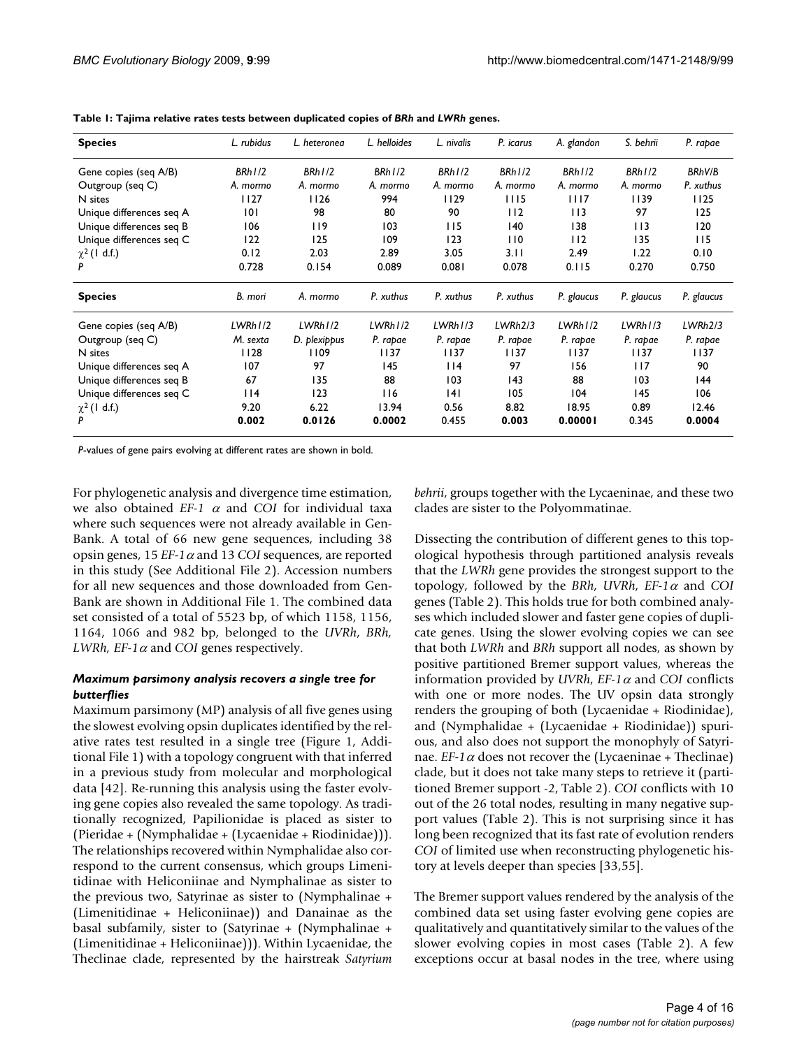**Table 1: Tajima relative rates tests between duplicated copies of *BRh* and *LWRh* genes.**

| Species | *L. rubidus* | *L. heteronea* | *L. helloides* | *L. nivalis* | *P. icarus* | *A. glandon* | *S. behrii* | *P. rapae* |
|---|---|---|---|---|---|---|---|---|
| Gene copies (seq A/B) | *BRh1/2* | *BRh1/2* | *BRh1/2* | *BRh1/2* | *BRh1/2* | *BRh1/2* | *BRh1/2* | *BRhV/B* |
| Outgroup (seq C) | *A. mormo* | *A. mormo* | *A. mormo* | *A. mormo* | *A. mormo* | *A. mormo* | *A. mormo* | *P. xuthus* |
| N sites | 1127 | 1126 | 994 | 1129 | 1115 | 1117 | 1139 | 1125 |
| Unique differences seq A | 101 | 98 | 80 | 90 | 112 | 113 | 97 | 125 |
| Unique differences seq B | 106 | 119 | 103 | 115 | 140 | 138 | 113 | 120 |
| Unique differences seq C | 122 | 125 | 109 | 123 | 110 | 112 | 135 | 115 |
| $\chi^2$ (1 d.f.) | 0.12 | 2.03 | 2.89 | 3.05 | 3.11 | 2.49 | 1.22 | 0.10 |
| *P* | 0.728 | 0.154 | 0.089 | 0.081 | 0.078 | 0.115 | 0.270 | 0.750 |
| **Species** | *B. mori* | *A. mormo* | *P. xuthus* | *P. xuthus* | *P. xuthus* | *P. glaucus* | *P. glaucus* | *P. glaucus* |
| Gene copies (seq A/B) | *LWRh1/2* | *LWRh1/2* | *LWRh1/2* | *LWRh1/3* | *LWRh2/3* | *LWRh1/2* | *LWRh1/3* | *LWRh2/3* |
| Outgroup (seq C) | *M. sexta* | *D. plexippus* | *P. rapae* | *P. rapae* | *P. rapae* | *P. rapae* | *P. rapae* | *P. rapae* |
| N sites | 1128 | 1109 | 1137 | 1137 | 1137 | 1137 | 1137 | 1137 |
| Unique differences seq A | 107 | 97 | 145 | 114 | 97 | 156 | 117 | 90 |
| Unique differences seq B | 67 | 135 | 88 | 103 | 143 | 88 | 103 | 144 |
| Unique differences seq C | 114 | 123 | 116 | 141 | 105 | 104 | 145 | 106 |
| $\chi^2$ (1 d.f.) | 9.20 | 6.22 | 13.94 | 0.56 | 8.82 | 18.95 | 0.89 | 12.46 |
| *P* | **0.002** | **0.0126** | **0.0002** | 0.455 | **0.003** | **0.00001** | 0.345 | **0.0004** |

*P*-values of gene pairs evolving at different rates are shown in bold.

For phylogenetic analysis and divergence time estimation, we also obtained *EF-1 $\alpha$* and *COI* for individual taxa where such sequences were not already available in GenBank. A total of 66 new gene sequences, including 38 opsin genes, 15 *EF-1$\alpha$* and 13 *COI* sequences, are reported in this study (See Additional File 2). Accession numbers for all new sequences and those downloaded from GenBank are shown in Additional File 1. The combined data set consisted of a total of 5523 bp, of which 1158, 1156, 1164, 1066 and 982 bp, belonged to the *UVRh*, *BRh*, *LWRh*, *EF-1$\alpha$* and *COI* genes respectively.

### *Maximum parsimony analysis recovers a single tree for butterflies*

Maximum parsimony (MP) analysis of all five genes using the slowest evolving opsin duplicates identified by the relative rates test resulted in a single tree (Figure 1, Additional File 1) with a topology congruent with that inferred in a previous study from molecular and morphological data [42]. Re-running this analysis using the faster evolving gene copies also revealed the same topology. As traditionally recognized, Papilionidae is placed as sister to (Pieridae + (Nymphalidae + (Lycaenidae + Riodinidae))). The relationships recovered within Nymphalidae also correspond to the current consensus, which groups Limenitidinae with Heliconiinae and Nymphalinae as sister to the previous two, Satyrinae as sister to (Nymphalinae + (Limenitidinae + Heliconiinae)) and Danainae as the basal subfamily, sister to (Satyrinae + (Nymphalinae + (Limenitidinae + Heliconiinae))). Within Lycaenidae, the Theclinae clade, represented by the hairstreak *Satyrium behrii*, groups together with the Lycaeninae, and these two clades are sister to the Polyommatinae.

Dissecting the contribution of different genes to this topological hypothesis through partitioned analysis reveals that the *LWRh* gene provides the strongest support to the topology, followed by the *BRh*, *UVRh*, *EF-1$\alpha$* and *COI* genes (Table 2). This holds true for both combined analyses which included slower and faster gene copies of duplicate genes. Using the slower evolving copies we can see that both *LWRh* and *BRh* support all nodes, as shown by positive partitioned Bremer support values, whereas the information provided by *UVRh*, *EF-1$\alpha$* and *COI* conflicts with one or more nodes. The UV opsin data strongly renders the grouping of both (Lycaenidae + Riodinidae), and (Nymphalidae + (Lycaenidae + Riodinidae)) spurious, and also does not support the monophyly of Satyrinae. *EF-1$\alpha$* does not recover the (Lycaeninae + Theclinae) clade, but it does not take many steps to retrieve it (partitioned Bremer support -2, Table 2). *COI* conflicts with 10 out of the 26 total nodes, resulting in many negative support values (Table 2). This is not surprising since it has long been recognized that its fast rate of evolution renders *COI* of limited use when reconstructing phylogenetic history at levels deeper than species [33,55].

The Bremer support values rendered by the analysis of the combined data set using faster evolving gene copies are qualitatively and quantitatively similar to the values of the slower evolving copies in most cases (Table 2). A few exceptions occur at basal nodes in the tree, where using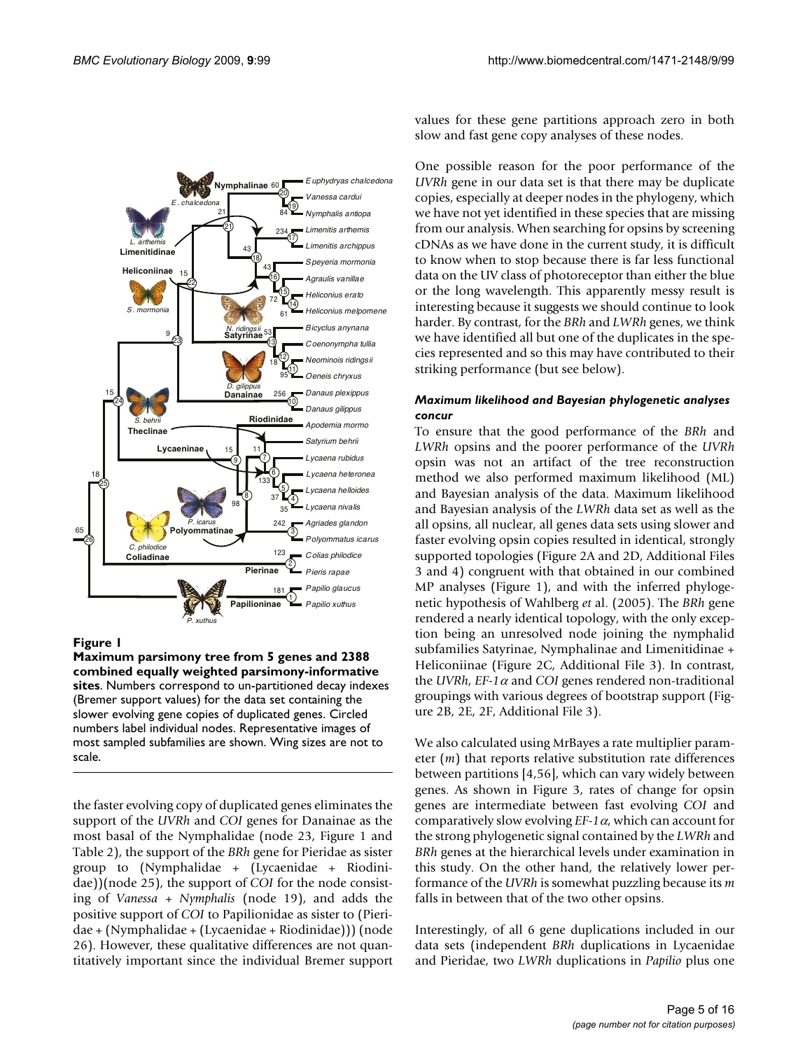**Figure 1**

**Maximum parsimony tree from 5 genes and 2388 combined equally weighted parsimony-informative sites**. Numbers correspond to un-partitioned decay indexes (Bremer support values) for the data set containing the slower evolving gene copies of duplicated genes. Circled numbers label individual nodes. Representative images of most sampled subfamilies are shown. Wing sizes are not to scale.

the faster evolving copy of duplicated genes eliminates the support of the *UVRh* and *COI* genes for Danainae as the most basal of the Nymphalidae (node 23, Figure 1 and Table 2), the support of the *BRh* gene for Pieridae as sister group to (Nymphalidae + (Lycaenidae + Riodinidae))(node 25), the support of *COI* for the node consisting of *Vanessa* + *Nymphalis* (node 19), and adds the positive support of *COI* to Papilionidae as sister to (Pieridae + (Nymphalidae + (Lycaenidae + Riodinidae))) (node 26). However, these qualitative differences are not quantitatively important since the individual Bremer support values for these gene partitions approach zero in both slow and fast gene copy analyses of these nodes.

One possible reason for the poor performance of the *UVRh* gene in our data set is that there may be duplicate copies, especially at deeper nodes in the phylogeny, which we have not yet identified in these species that are missing from our analysis. When searching for opsins by screening cDNAs as we have done in the current study, it is difficult to know when to stop because there is far less functional data on the UV class of photoreceptor than either the blue or the long wavelength. This apparently messy result is interesting because it suggests we should continue to look harder. By contrast, for the *BRh* and *LWRh* genes, we think we have identified all but one of the duplicates in the species represented and so this may have contributed to their striking performance (but see below).

### *Maximum likelihood and Bayesian phylogenetic analyses concur*

To ensure that the good performance of the *BRh* and *LWRh* opsins and the poorer performance of the *UVRh* opsin was not an artifact of the tree reconstruction method we also performed maximum likelihood (ML) and Bayesian analysis of the data. Maximum likelihood and Bayesian analysis of the *LWRh* data set as well as the all opsins, all nuclear, all genes data sets using slower and faster evolving opsin copies resulted in identical, strongly supported topologies (Figure 2A and 2D, Additional Files 3 and 4) congruent with that obtained in our combined MP analyses (Figure 1), and with the inferred phylogenetic hypothesis of Wahlberg *et* al. (2005). The *BRh* gene rendered a nearly identical topology, with the only exception being an unresolved node joining the nymphalid subfamilies Satyrinae, Nymphalinae and Limenitidinae + Heliconiinae (Figure 2C, Additional File 3). In contrast, the *UVRh*, *EF-1$\alpha$* and *COI* genes rendered non-traditional groupings with various degrees of bootstrap support (Figure 2B, 2E, 2F, Additional File 3).

We also calculated using MrBayes a rate multiplier parameter ($m$) that reports relative substitution rate differences between partitions [4,56], which can vary widely between genes. As shown in Figure 3, rates of change for opsin genes are intermediate between fast evolving *COI* and comparatively slow evolving *EF-1$\alpha$*, which can account for the strong phylogenetic signal contained by the *LWRh* and *BRh* genes at the hierarchical levels under examination in this study. On the other hand, the relatively lower performance of the *UVRh* is somewhat puzzling because its $m$ falls in between that of the two other opsins.

Interestingly, of all 6 gene duplications included in our data sets (independent *BRh* duplications in Lycaenidae and Pieridae, two *LWRh* duplications in *Papilio* plus one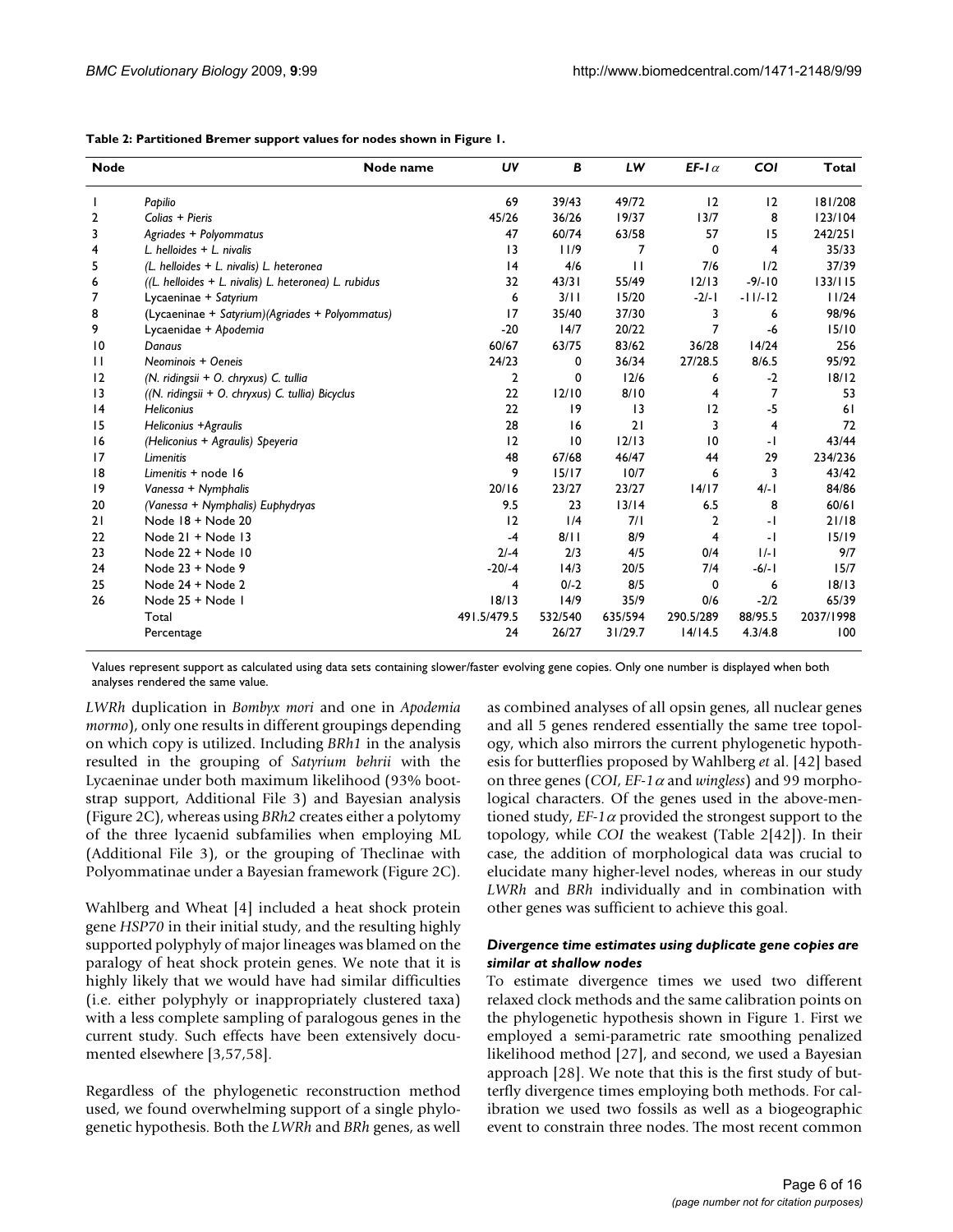**Table 2: Partitioned Bremer support values for nodes shown in Figure 1.**

| Node | Node name | UV | B | LW | EF-1α | COI | Total |
|---|---|---|---|---|---|---|---|
| 1 | *Papilio* | 69 | 39/43 | 49/72 | 12 | 12 | 181/208 |
| 2 | *Colias + Pieris* | 45/26 | 36/26 | 19/37 | 13/7 | 8 | 123/104 |
| 3 | *Agriades + Polyommatus* | 47 | 60/74 | 63/58 | 57 | 15 | 242/251 |
| 4 | *L. helloides + L. nivalis* | 13 | 11/9 | 7 | 0 | 4 | 35/33 |
| 5 | *(L. helloides + L. nivalis) L. heteronea* | 14 | 4/6 | 11 | 7/6 | 1/2 | 37/39 |
| 6 | *((L. helloides + L. nivalis) L. heteronea) L. rubidus* | 32 | 43/31 | 55/49 | 12/13 | -9/-10 | 133/115 |
| 7 | Lycaeninae + *Satyrium* | 6 | 3/11 | 15/20 | -2/-1 | -11/-12 | 11/24 |
| 8 | (Lycaeninae + *Satyrium*)(*Agriades + Polyommatus*) | 17 | 35/40 | 37/30 | 3 | 6 | 98/96 |
| 9 | Lycaenidae + *Apodemia* | -20 | 14/7 | 20/22 | 7 | -6 | 15/10 |
| 10 | *Danaus* | 60/67 | 63/75 | 83/62 | 36/28 | 14/24 | 256 |
| 11 | *Neominois + Oeneis* | 24/23 | 0 | 36/34 | 27/28.5 | 8/6.5 | 95/92 |
| 12 | *(N. ridingsii + O. chryxus) C. tullia* | 2 | 0 | 12/6 | 6 | -2 | 18/12 |
| 13 | *((N. ridingsii + O. chryxus) C. tullia) Bicyclus* | 22 | 12/10 | 8/10 | 4 | 7 | 53 |
| 14 | *Heliconius* | 22 | 19 | 13 | 12 | -5 | 61 |
| 15 | *Heliconius +Agraulis* | 28 | 16 | 21 | 3 | 4 | 72 |
| 16 | *(Heliconius + Agraulis) Speyeria* | 12 | 10 | 12/13 | 10 | -1 | 43/44 |
| 17 | *Limenitis* | 48 | 67/68 | 46/47 | 44 | 29 | 234/236 |
| 18 | *Limenitis* + node 16 | 9 | 15/17 | 10/7 | 6 | 3 | 43/42 |
| 19 | *Vanessa + Nymphalis* | 20/16 | 23/27 | 23/27 | 14/17 | 4/-1 | 84/86 |
| 20 | *(Vanessa + Nymphalis) Euphydryas* | 9.5 | 23 | 13/14 | 6.5 | 8 | 60/61 |
| 21 | Node 18 + Node 20 | 12 | 1/4 | 7/1 | 2 | -1 | 21/18 |
| 22 | Node 21 + Node 13 | -4 | 8/11 | 8/9 | 4 | -1 | 15/19 |
| 23 | Node 22 + Node 10 | 2/-4 | 2/3 | 4/5 | 0/4 | 1/-1 | 9/7 |
| 24 | Node 23 + Node 9 | -20/-4 | 14/3 | 20/5 | 7/4 | -6/-1 | 15/7 |
| 25 | Node 24 + Node 2 | 4 | 0/-2 | 8/5 | 0 | 6 | 18/13 |
| 26 | Node 25 + Node 1 | 18/13 | 14/9 | 35/9 | 0/6 | -2/2 | 65/39 |
| | Total | 491.5/479.5 | 532/540 | 635/594 | 290.5/289 | 88/95.5 | 2037/1998 |
| | Percentage | 24 | 26/27 | 31/29.7 | 14/14.5 | 4.3/4.8 | 100 |

Values represent support as calculated using data sets containing slower/faster evolving gene copies. Only one number is displayed when both analyses rendered the same value.

*LWRh* duplication in *Bombyx mori* and one in *Apodemia mormo*), only one results in different groupings depending on which copy is utilized. Including *BRh1* in the analysis resulted in the grouping of *Satyrium behrii* with the Lycaeninae under both maximum likelihood (93% bootstrap support, Additional File 3) and Bayesian analysis (Figure 2C), whereas using *BRh2* creates either a polytomy of the three lycaenid subfamilies when employing ML (Additional File 3), or the grouping of Theclinae with Polyommatinae under a Bayesian framework (Figure 2C).

Wahlberg and Wheat [4] included a heat shock protein gene *HSP70* in their initial study, and the resulting highly supported polyphyly of major lineages was blamed on the paralogy of heat shock protein genes. We note that it is highly likely that we would have had similar difficulties (i.e. either polyphyly or inappropriately clustered taxa) with a less complete sampling of paralogous genes in the current study. Such effects have been extensively documented elsewhere [3,57,58].

Regardless of the phylogenetic reconstruction method used, we found overwhelming support of a single phylogenetic hypothesis. Both the *LWRh* and *BRh* genes, as well as combined analyses of all opsin genes, all nuclear genes and all 5 genes rendered essentially the same tree topology, which also mirrors the current phylogenetic hypothesis for butterflies proposed by Wahlberg *et al.* [42] based on three genes (*COI*, *EF-1α* and *wingless*) and 99 morphological characters. Of the genes used in the above-mentioned study, *EF-1α* provided the strongest support to the topology, while *COI* the weakest (Table 2[42]). In their case, the addition of morphological data was crucial to elucidate many higher-level nodes, whereas in our study *LWRh* and *BRh* individually and in combination with other genes was sufficient to achieve this goal.

### *Divergence time estimates using duplicate gene copies are similar at shallow nodes*

To estimate divergence times we used two different relaxed clock methods and the same calibration points on the phylogenetic hypothesis shown in Figure 1. First we employed a semi-parametric rate smoothing penalized likelihood method [27], and second, we used a Bayesian approach [28]. We note that this is the first study of butterfly divergence times employing both methods. For calibration we used two fossils as well as a biogeographic event to constrain three nodes. The most recent common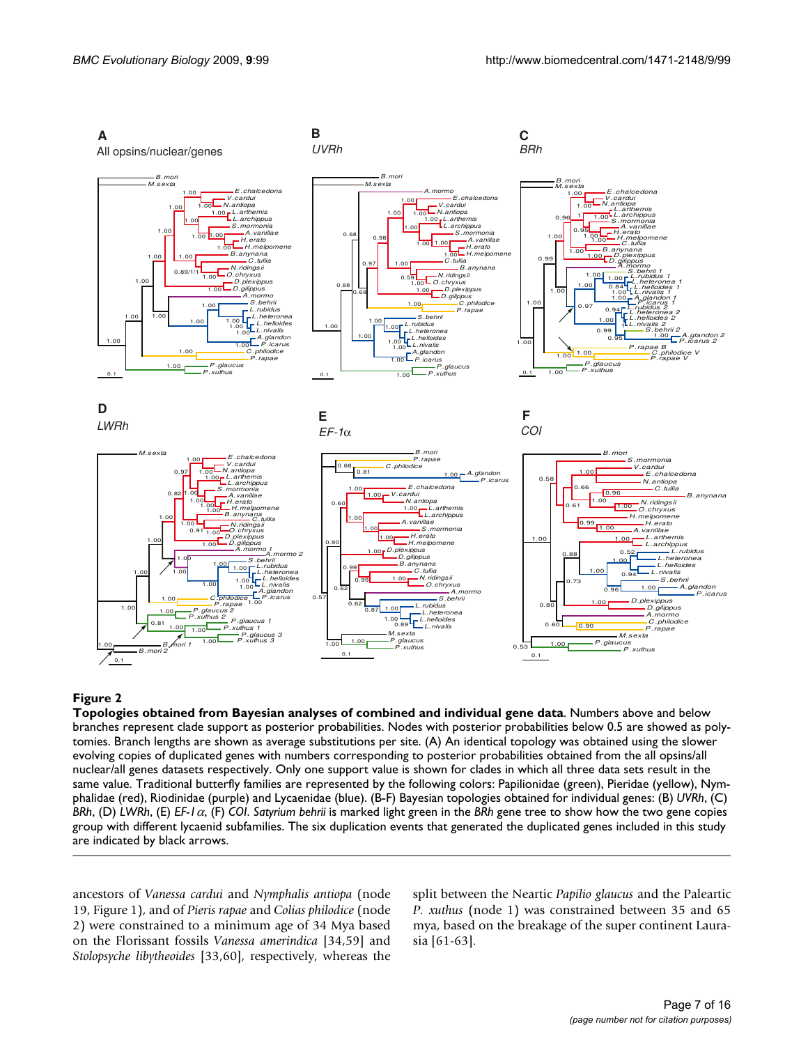**Figure 2**

**Topologies obtained from Bayesian analyses of combined and individual gene data**. Numbers above and below branches represent clade support as posterior probabilities. Nodes with posterior probabilities below 0.5 are showed as polytomies. Branch lengths are shown as average substitutions per site. (A) An identical topology was obtained using the slower evolving copies of duplicated genes with numbers corresponding to posterior probabilities obtained from the all opsins/all nuclear/all genes datasets respectively. Only one support value is shown for clades in which all three data sets result in the same value. Traditional butterfly families are represented by the following colors: Papilionidae (green), Pieridae (yellow), Nymphalidae (red), Riodinidae (purple) and Lycaenidae (blue). (B-F) Bayesian topologies obtained for individual genes: (B) *UVRh*, (C) *BRh*, (D) *LWRh*, (E) *EF-1 α*, (F) *COI*. *Satyrium behrii* is marked light green in the *BRh* gene tree to show how the two gene copies group with different lycaenid subfamilies. The six duplication events that generated the duplicated genes included in this study are indicated by black arrows.

ancestors of *Vanessa cardui* and *Nymphalis antiopa* (node 19, Figure 1), and of *Pieris rapae* and *Colias philodice* (node 2) were constrained to a minimum age of 34 Mya based on the Florissant fossils *Vanessa amerindica* [34,59] and *Stolopsyche libytheoides* [33,60], respectively, whereas the split between the Neartic *Papilio glaucus* and the Paleartic *P. xuthus* (node 1) was constrained between 35 and 65 mya, based on the breakage of the super continent Laurasia [61-63].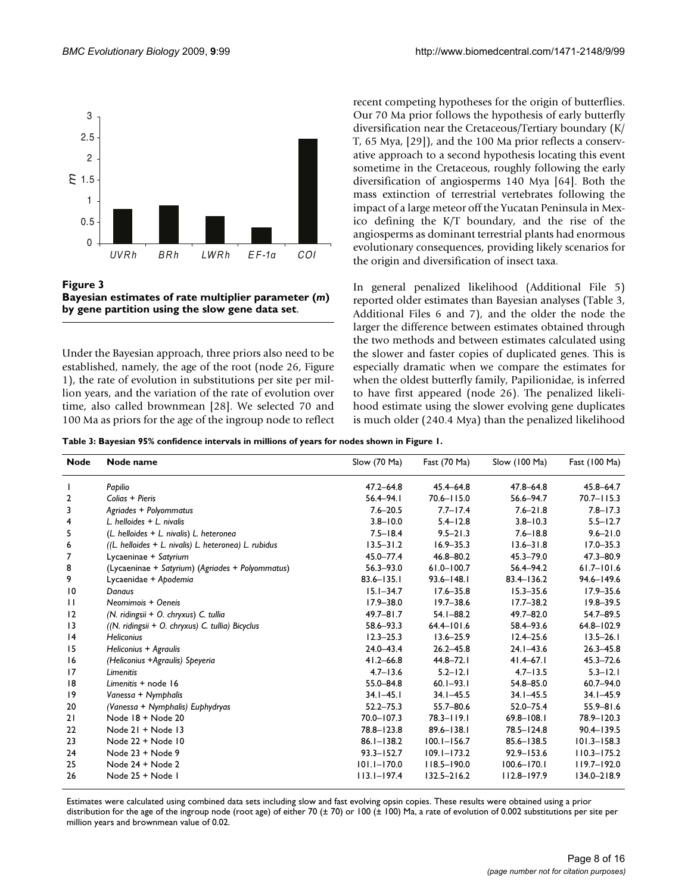**Figure 3**
**Bayesian estimates of rate multiplier parameter (*m*) by gene partition using the slow gene data set**.

Under the Bayesian approach, three priors also need to be established, namely, the age of the root (node 26, Figure 1), the rate of evolution in substitutions per site per million years, and the variation of the rate of evolution over time, also called brownmean [28]. We selected 70 and 100 Ma as priors for the age of the ingroup node to reflect recent competing hypotheses for the origin of butterflies. Our 70 Ma prior follows the hypothesis of early butterfly diversification near the Cretaceous/Tertiary boundary (K/T, 65 Mya, [29]), and the 100 Ma prior reflects a conservative approach to a second hypothesis locating this event sometime in the Cretaceous, roughly following the early diversification of angiosperms 140 Mya [64]. Both the mass extinction of terrestrial vertebrates following the impact of a large meteor off the Yucatan Peninsula in Mexico defining the K/T boundary, and the rise of the angiosperms as dominant terrestrial plants had enormous evolutionary consequences, providing likely scenarios for the origin and diversification of insect taxa.

In general penalized likelihood (Additional File 5) reported older estimates than Bayesian analyses (Table 3, Additional Files 6 and 7), and the older the node the larger the difference between estimates obtained through the two methods and between estimates calculated using the slower and faster copies of duplicated genes. This is especially dramatic when we compare the estimates for when the oldest butterfly family, Papilionidae, is inferred to have first appeared (node 26). The penalized likelihood estimate using the slower evolving gene duplicates is much older (240.4 Mya) than the penalized likelihood

**Table 3: Bayesian 95% confidence intervals in millions of years for nodes shown in Figure 1.**

| Node | Node name | Slow (70 Ma) | Fast (70 Ma) | Slow (100 Ma) | Fast (100 Ma) |
|---|---|---|---|---|---|
| 1 | *Papilio* | 47.2–64.8 | 45.4–64.8 | 47.8–64.8 | 45.8–64.7 |
| 2 | *Colias + Pieris* | 56.4–94.1 | 70.6–115.0 | 56.6–94.7 | 70.7–115.3 |
| 3 | *Agriades + Polyommatus* | 7.6–20.5 | 7.7–17.4 | 7.6–21.8 | 7.8–17.3 |
| 4 | *L. helloides + L. nivalis* | 3.8–10.0 | 5.4–12.8 | 3.8–10.3 | 5.5–12.7 |
| 5 | *(L. helloides + L. nivalis) L. heteronea* | 7.5–18.4 | 9.5–21.3 | 7.6–18.8 | 9.6–21.0 |
| 6 | *((L. helloides + L. nivalis) L. heteronea) L. rubidus* | 13.5–31.2 | 16.9–35.3 | 13.6–31.8 | 17.0–35.3 |
| 7 | Lycaeninae + *Satyrium* | 45.0–77.4 | 46.8–80.2 | 45.3–79.0 | 47.3–80.9 |
| 8 | (Lycaeninae + *Satyrium*) (*Agriades + Polyommatus*) | 56.3–93.0 | 61.0–100.7 | 56.4–94.2 | 61.7–101.6 |
| 9 | Lycaenidae + *Apodemia* | 83.6–135.1 | 93.6–148.1 | 83.4–136.2 | 94.6–149.6 |
| 10 | *Danaus* | 15.1–34.7 | 17.6–35.8 | 15.3–35.6 | 17.9–35.6 |
| 11 | *Neomimois + Oeneis* | 17.9–38.0 | 19.7–38.6 | 17.7–38.2 | 19.8–39.5 |
| 12 | *(N. ridingsii + O. chryxus) C. tullia* | 49.7–81.7 | 54.1–88.2 | 49.7–82.0 | 54.7–89.5 |
| 13 | *((N. ridingsii + O. chryxus) C. tullia) Bicyclus* | 58.6–93.3 | 64.4–101.6 | 58.4–93.6 | 64.8–102.9 |
| 14 | *Heliconius* | 12.3–25.3 | 13.6–25.9 | 12.4–25.6 | 13.5–26.1 |
| 15 | *Heliconius + Agraulis* | 24.0–43.4 | 26.2–45.8 | 24.1–43.6 | 26.3–45.8 |
| 16 | *(Heliconius +Agraulis) Speyeria* | 41.2–66.8 | 44.8–72.1 | 41.4–67.1 | 45.3–72.6 |
| 17 | *Limenitis* | 4.7–13.6 | 5.2–12.1 | 4.7–13.5 | 5.3–12.1 |
| 18 | *Limenitis* + node 16 | 55.0–84.8 | 60.1–93.1 | 54.8–85.0 | 60.7–94.0 |
| 19 | *Vanessa + Nymphalis* | 34.1–45.1 | 34.1–45.5 | 34.1–45.5 | 34.1–45.9 |
| 20 | *(Vanessa + Nymphalis) Euphydryas* | 52.2–75.3 | 55.7–80.6 | 52.0–75.4 | 55.9–81.6 |
| 21 | Node 18 + Node 20 | 70.0–107.3 | 78.3–119.1 | 69.8–108.1 | 78.9–120.3 |
| 22 | Node 21 + Node 13 | 78.8–123.8 | 89.6–138.1 | 78.5–124.8 | 90.4–139.5 |
| 23 | Node 22 + Node 10 | 86.1–138.2 | 100.1–156.7 | 85.6–138.5 | 101.3–158.3 |
| 24 | Node 23 + Node 9 | 93.3–152.7 | 109.1–173.2 | 92.9–153.6 | 110.3–175.2 |
| 25 | Node 24 + Node 2 | 101.1–170.0 | 118.5–190.0 | 100.6–170.1 | 119.7–192.0 |
| 26 | Node 25 + Node 1 | 113.1–197.4 | 132.5–216.2 | 112.8–197.9 | 134.0–218.9 |

Estimates were calculated using combined data sets including slow and fast evolving opsin copies. These results were obtained using a prior distribution for the age of the ingroup node (root age) of either 70 (± 70) or 100 (± 100) Ma, a rate of evolution of 0.002 substitutions per site per million years and brownmean value of 0.02.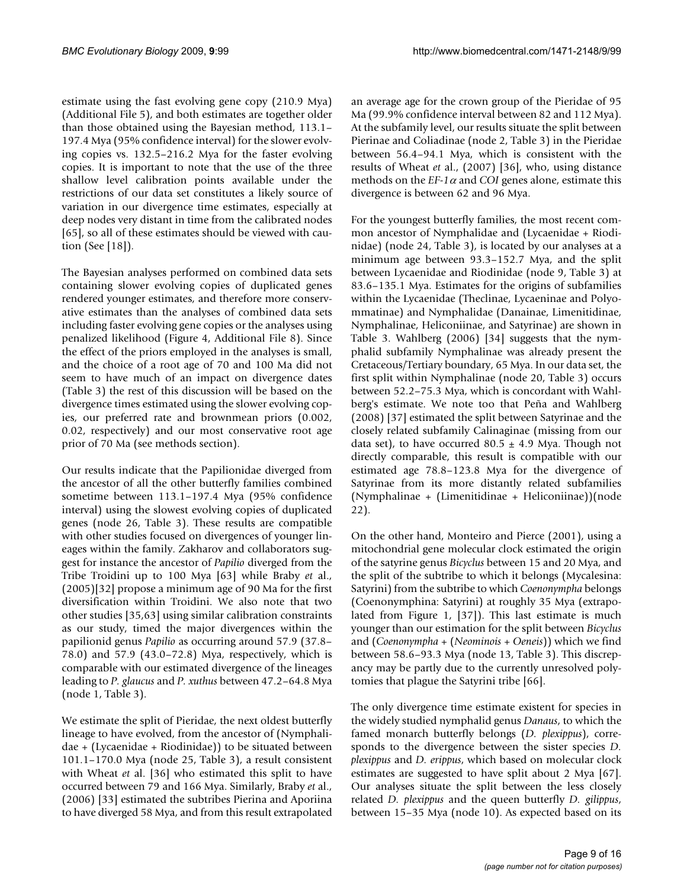estimate using the fast evolving gene copy (210.9 Mya) (Additional File 5), and both estimates are together older than those obtained using the Bayesian method, 113.1–197.4 Mya (95% confidence interval) for the slower evolving copies vs. 132.5–216.2 Mya for the faster evolving copies. It is important to note that the use of the three shallow level calibration points available under the restrictions of our data set constitutes a likely source of variation in our divergence time estimates, especially at deep nodes very distant in time from the calibrated nodes [65], so all of these estimates should be viewed with caution (See [18]).

The Bayesian analyses performed on combined data sets containing slower evolving copies of duplicated genes rendered younger estimates, and therefore more conservative estimates than the analyses of combined data sets including faster evolving gene copies or the analyses using penalized likelihood (Figure 4, Additional File 8). Since the effect of the priors employed in the analyses is small, and the choice of a root age of 70 and 100 Ma did not seem to have much of an impact on divergence dates (Table 3) the rest of this discussion will be based on the divergence times estimated using the slower evolving copies, our preferred rate and brownmean priors (0.002, 0.02, respectively) and our most conservative root age prior of 70 Ma (see methods section).

Our results indicate that the Papilionidae diverged from the ancestor of all the other butterfly families combined sometime between 113.1–197.4 Mya (95% confidence interval) using the slowest evolving copies of duplicated genes (node 26, Table 3). These results are compatible with other studies focused on divergences of younger lineages within the family. Zakharov and collaborators suggest for instance the ancestor of *Papilio* diverged from the Tribe Troidini up to 100 Mya [63] while Braby *et* al., (2005)[32] propose a minimum age of 90 Ma for the first diversification within Troidini. We also note that two other studies [35,63] using similar calibration constraints as our study, timed the major divergences within the papilionid genus *Papilio* as occurring around 57.9 (37.8–78.0) and 57.9 (43.0–72.8) Mya, respectively, which is comparable with our estimated divergence of the lineages leading to *P. glaucus* and *P. xuthus* between 47.2–64.8 Mya (node 1, Table 3).

We estimate the split of Pieridae, the next oldest butterfly lineage to have evolved, from the ancestor of (Nymphalidae + (Lycaenidae + Riodinidae)) to be situated between 101.1–170.0 Mya (node 25, Table 3), a result consistent with Wheat *et* al. [36] who estimated this split to have occurred between 79 and 166 Mya. Similarly, Braby *et* al., (2006) [33] estimated the subtribes Pierina and Aporiina to have diverged 58 Mya, and from this result extrapolated an average age for the crown group of the Pieridae of 95 Ma (99.9% confidence interval between 82 and 112 Mya). At the subfamily level, our results situate the split between Pierinae and Coliadinae (node 2, Table 3) in the Pieridae between 56.4–94.1 Mya, which is consistent with the results of Wheat *et* al., (2007) [36], who, using distance methods on the *EF-1$\alpha$* and *COI* genes alone, estimate this divergence is between 62 and 96 Mya.

For the youngest butterfly families, the most recent common ancestor of Nymphalidae and (Lycaenidae + Riodinidae) (node 24, Table 3), is located by our analyses at a minimum age between 93.3–152.7 Mya, and the split between Lycaenidae and Riodinidae (node 9, Table 3) at 83.6–135.1 Mya. Estimates for the origins of subfamilies within the Lycaenidae (Theclinae, Lycaeninae and Polyommatinae) and Nymphalidae (Danainae, Limenitidinae, Nymphalinae, Heliconiinae, and Satyrinae) are shown in Table 3. Wahlberg (2006) [34] suggests that the nymphalid subfamily Nymphalinae was already present the Cretaceous/Tertiary boundary, 65 Mya. In our data set, the first split within Nymphalinae (node 20, Table 3) occurs between 52.2–75.3 Mya, which is concordant with Wahlberg's estimate. We note too that Peña and Wahlberg (2008) [37] estimated the split between Satyrinae and the closely related subfamily Calinaginae (missing from our data set), to have occurred 80.5 ± 4.9 Mya. Though not directly comparable, this result is compatible with our estimated age 78.8–123.8 Mya for the divergence of Satyrinae from its more distantly related subfamilies (Nymphalinae + (Limenitidinae + Heliconiinae))(node 22).

On the other hand, Monteiro and Pierce (2001), using a mitochondrial gene molecular clock estimated the origin of the satyrine genus *Bicyclus* between 15 and 20 Mya, and the split of the subtribe to which it belongs (Mycalesina: Satyrini) from the subtribe to which *Coenonympha* belongs (Coenonymphina: Satyrini) at roughly 35 Mya (extrapolated from Figure 1, [37]). This last estimate is much younger than our estimation for the split between *Bicyclus* and (*Coenonympha* + (*Neominois* + *Oeneis*)) which we find between 58.6–93.3 Mya (node 13, Table 3). This discrepancy may be partly due to the currently unresolved polytomies that plague the Satyrini tribe [66].

The only divergence time estimate existent for species in the widely studied nymphalid genus *Danaus*, to which the famed monarch butterfly belongs (*D. plexippus*), corresponds to the divergence between the sister species *D. plexippus* and *D. erippus*, which based on molecular clock estimates are suggested to have split about 2 Mya [67]. Our analyses situate the split between the less closely related *D. plexippus* and the queen butterfly *D. gilippus*, between 15–35 Mya (node 10). As expected based on its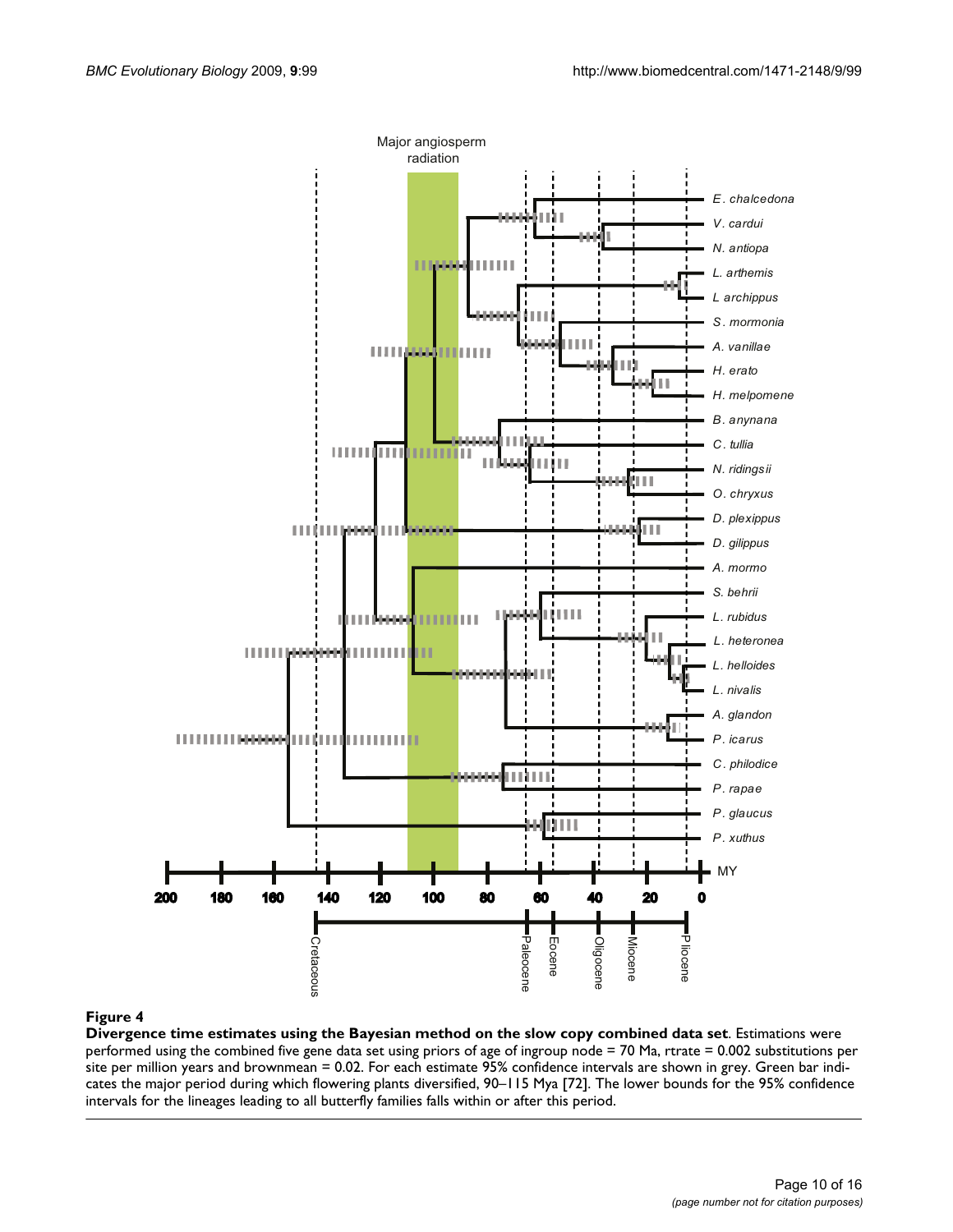**Figure 4**

**Divergence time estimates using the Bayesian method on the slow copy combined data set**. Estimations were performed using the combined five gene data set using priors of age of ingroup node = 70 Ma, rtrate = 0.002 substitutions per site per million years and brownmean = 0.02. For each estimate 95% confidence intervals are shown in grey. Green bar indicates the major period during which flowering plants diversified, 90–115 Mya [72]. The lower bounds for the 95% confidence intervals for the lineages leading to all butterfly families falls within or after this period.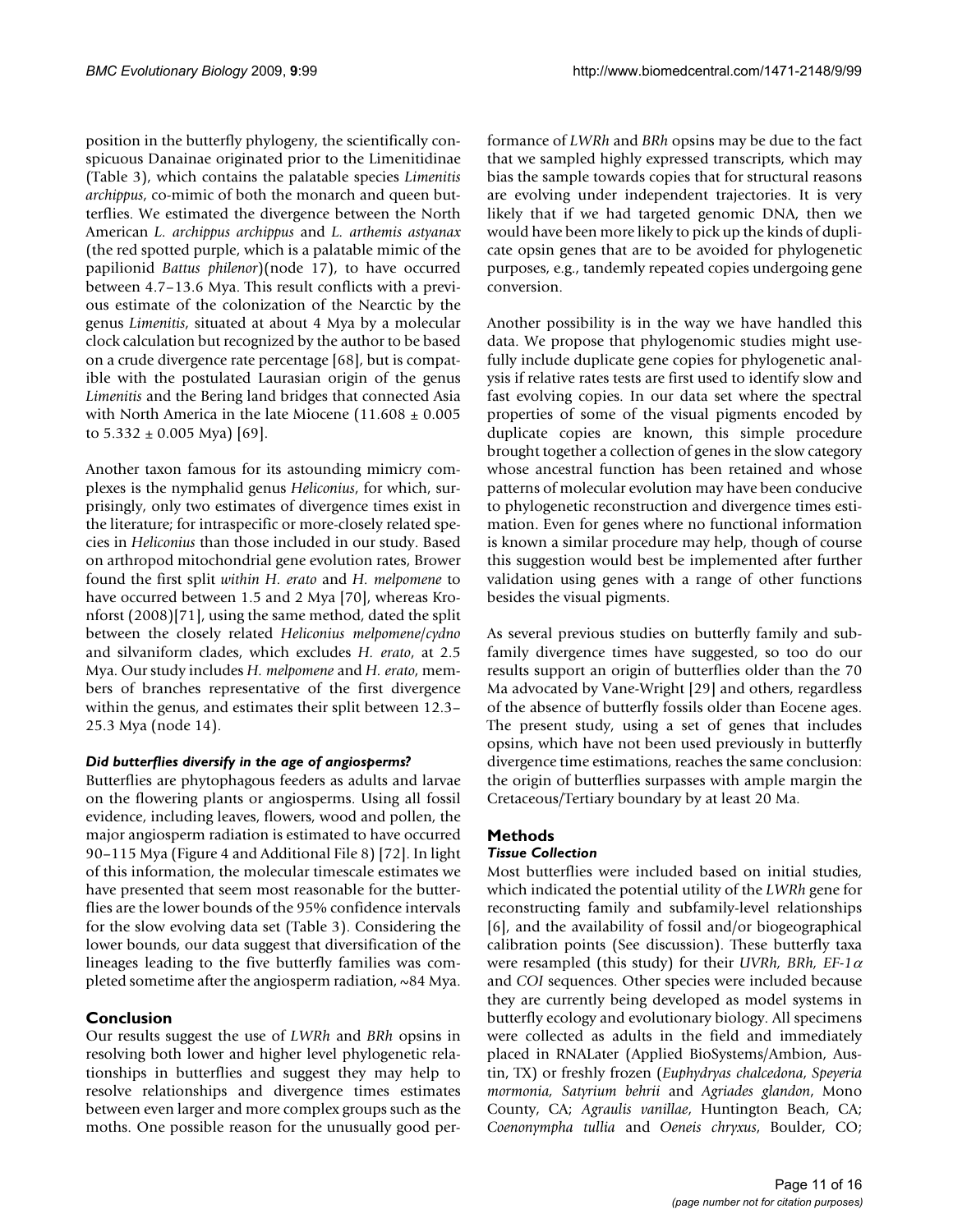position in the butterfly phylogeny, the scientifically conspicuous Danainae originated prior to the Limenitidinae (Table 3), which contains the palatable species *Limenitis archippus*, co-mimic of both the monarch and queen butterflies. We estimated the divergence between the North American *L. archippus archippus* and *L. arthemis astyanax* (the red spotted purple, which is a palatable mimic of the papilionid *Battus philenor*)(node 17), to have occurred between 4.7–13.6 Mya. This result conflicts with a previous estimate of the colonization of the Nearctic by the genus *Limenitis*, situated at about 4 Mya by a molecular clock calculation but recognized by the author to be based on a crude divergence rate percentage [68], but is compatible with the postulated Laurasian origin of the genus *Limenitis* and the Bering land bridges that connected Asia with North America in the late Miocene (11.608 ± 0.005 to 5.332 ± 0.005 Mya) [69].

Another taxon famous for its astounding mimicry complexes is the nymphalid genus *Heliconius*, for which, surprisingly, only two estimates of divergence times exist in the literature; for intraspecific or more-closely related species in *Heliconius* than those included in our study. Based on arthropod mitochondrial gene evolution rates, Brower found the first split *within H. erato* and *H. melpomene* to have occurred between 1.5 and 2 Mya [70], whereas Kronforst (2008)[71], using the same method, dated the split between the closely related *Heliconius melpomene/cydno* and silvaniform clades, which excludes *H. erato*, at 2.5 Mya. Our study includes *H. melpomene* and *H. erato*, members of branches representative of the first divergence within the genus, and estimates their split between 12.3–25.3 Mya (node 14).

#### *Did butterflies diversify in the age of angiosperms?*

Butterflies are phytophagous feeders as adults and larvae on the flowering plants or angiosperms. Using all fossil evidence, including leaves, flowers, wood and pollen, the major angiosperm radiation is estimated to have occurred 90–115 Mya (Figure 4 and Additional File 8) [72]. In light of this information, the molecular timescale estimates we have presented that seem most reasonable for the butterflies are the lower bounds of the 95% confidence intervals for the slow evolving data set (Table 3). Considering the lower bounds, our data suggest that diversification of the lineages leading to the five butterfly families was completed sometime after the angiosperm radiation, ~84 Mya.

## Conclusion

Our results suggest the use of *LWRh* and *BRh* opsins in resolving both lower and higher level phylogenetic relationships in butterflies and suggest they may help to resolve relationships and divergence times estimates between even larger and more complex groups such as the moths. One possible reason for the unusually good performance of *LWRh* and *BRh* opsins may be due to the fact that we sampled highly expressed transcripts, which may bias the sample towards copies that for structural reasons are evolving under independent trajectories. It is very likely that if we had targeted genomic DNA, then we would have been more likely to pick up the kinds of duplicate opsin genes that are to be avoided for phylogenetic purposes, e.g., tandemly repeated copies undergoing gene conversion.

Another possibility is in the way we have handled this data. We propose that phylogenomic studies might usefully include duplicate gene copies for phylogenetic analysis if relative rates tests are first used to identify slow and fast evolving copies. In our data set where the spectral properties of some of the visual pigments encoded by duplicate copies are known, this simple procedure brought together a collection of genes in the slow category whose ancestral function has been retained and whose patterns of molecular evolution may have been conducive to phylogenetic reconstruction and divergence times estimation. Even for genes where no functional information is known a similar procedure may help, though of course this suggestion would best be implemented after further validation using genes with a range of other functions besides the visual pigments.

As several previous studies on butterfly family and subfamily divergence times have suggested, so too do our results support an origin of butterflies older than the 70 Ma advocated by Vane-Wright [29] and others, regardless of the absence of butterfly fossils older than Eocene ages. The present study, using a set of genes that includes opsins, which have not been used previously in butterfly divergence time estimations, reaches the same conclusion: the origin of butterflies surpasses with ample margin the Cretaceous/Tertiary boundary by at least 20 Ma.

## Methods

### *Tissue Collection*

Most butterflies were included based on initial studies, which indicated the potential utility of the *LWRh* gene for reconstructing family and subfamily-level relationships [6], and the availability of fossil and/or biogeographical calibration points (See discussion). These butterfly taxa were resampled (this study) for their *UVRh, BRh, EF-1$\alpha$* and *COI* sequences. Other species were included because they are currently being developed as model systems in butterfly ecology and evolutionary biology. All specimens were collected as adults in the field and immediately placed in RNALater (Applied BioSystems/Ambion, Austin, TX) or freshly frozen (*Euphydryas chalcedona*, *Speyeria mormonia*, *Satyrium behrii* and *Agriades glandon*, Mono County, CA; *Agraulis vanillae*, Huntington Beach, CA; *Coenonympha tullia* and *Oeneis chryxus*, Boulder, CO;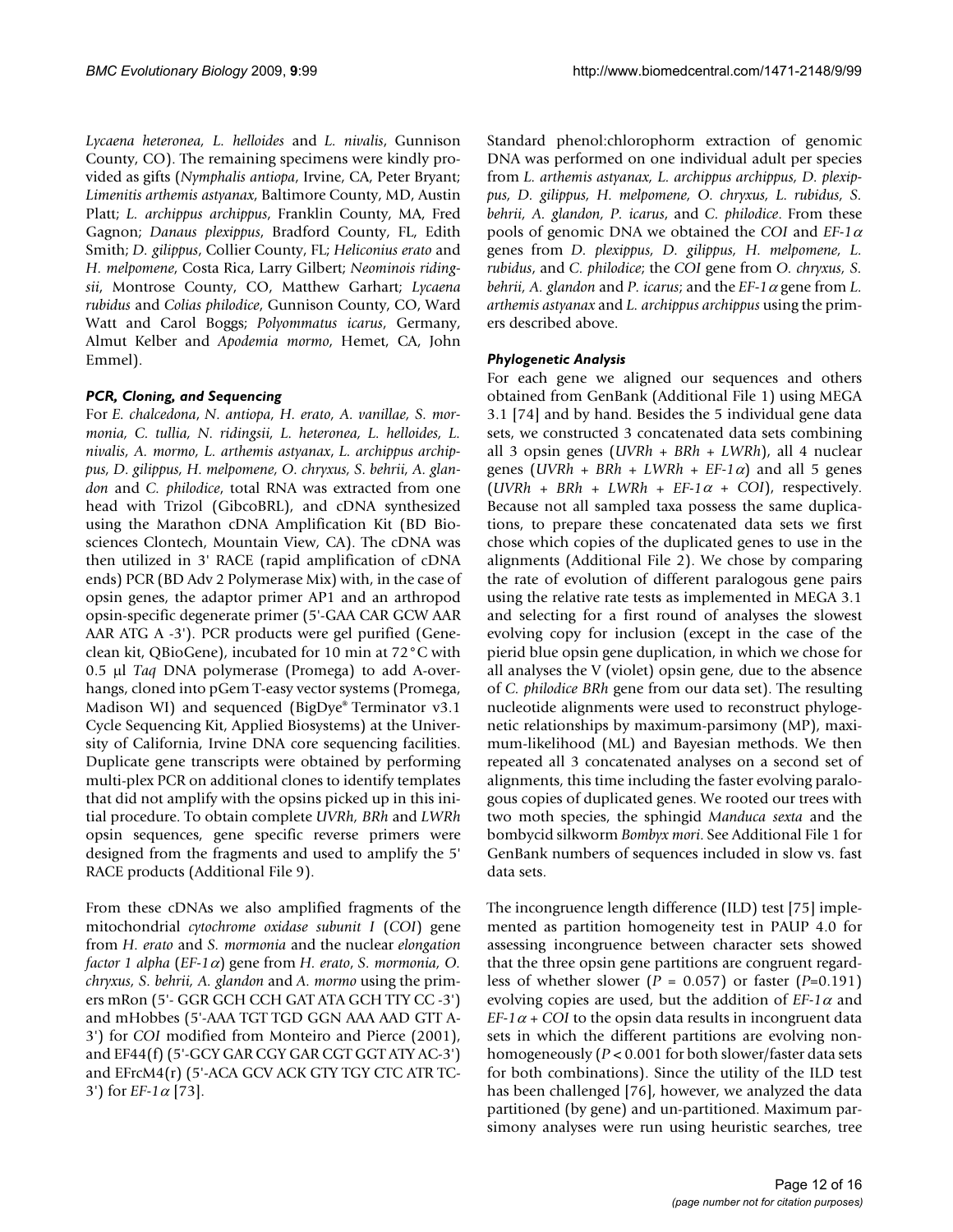*Lycaena heteronea*, *L. helloides* and *L. nivalis*, Gunnison County, CO). The remaining specimens were kindly provided as gifts (*Nymphalis antiopa*, Irvine, CA, Peter Bryant; *Limenitis arthemis astyanax*, Baltimore County, MD, Austin Platt; *L. archippus archippus*, Franklin County, MA, Fred Gagnon; *Danaus plexippus*, Bradford County, FL, Edith Smith; *D. gilippus*, Collier County, FL; *Heliconius erato* and *H. melpomene*, Costa Rica, Larry Gilbert; *Neominois ridingsii*, Montrose County, CO, Matthew Garhart; *Lycaena rubidus* and *Colias philodice*, Gunnison County, CO, Ward Watt and Carol Boggs; *Polyommatus icarus*, Germany, Almut Kelber and *Apodemia mormo*, Hemet, CA, John Emmel).

### *PCR, Cloning, and Sequencing*

For *E. chalcedona*, *N. antiopa*, *H. erato*, *A. vanillae*, *S. mormonia*, *C. tullia*, *N. ridingsii*, *L. heteronea*, *L. helloides*, *L. nivalis*, *A. mormo*, *L. arthemis astyanax*, *L. archippus archippus*, *D. gilippus*, *H. melpomene*, *O. chryxus*, *S. behrii*, *A. glandon* and *C. philodice*, total RNA was extracted from one head with Trizol (GibcoBRL), and cDNA synthesized using the Marathon cDNA Amplification Kit (BD Biosciences Clontech, Mountain View, CA). The cDNA was then utilized in 3' RACE (rapid amplification of cDNA ends) PCR (BD Adv 2 Polymerase Mix) with, in the case of opsin genes, the adaptor primer AP1 and an arthropod opsin-specific degenerate primer (5'-GAA CAR GCW AAR AAR ATG A -3'). PCR products were gel purified (Geneclean kit, QBioGene), incubated for 10 min at 72°C with 0.5 μl *Taq* DNA polymerase (Promega) to add A-overhangs, cloned into pGem T-easy vector systems (Promega, Madison WI) and sequenced (BigDye® Terminator v3.1 Cycle Sequencing Kit, Applied Biosystems) at the University of California, Irvine DNA core sequencing facilities. Duplicate gene transcripts were obtained by performing multi-plex PCR on additional clones to identify templates that did not amplify with the opsins picked up in this initial procedure. To obtain complete *UVRh*, *BRh* and *LWRh* opsin sequences, gene specific reverse primers were designed from the fragments and used to amplify the 5' RACE products (Additional File 9).

From these cDNAs we also amplified fragments of the mitochondrial *cytochrome oxidase subunit I* (*COI*) gene from *H. erato* and *S. mormonia* and the nuclear *elongation factor 1 alpha* (*EF-1α*) gene from *H. erato*, *S. mormonia*, *O. chryxus*, *S. behrii*, *A. glandon* and *A. mormo* using the primers mRon (5'- GGR GCH CCH GAT ATA GCH TTY CC -3') and mHobbes (5'-AAA TGT TGD GGN AAA AAD GTT A-3') for *COI* modified from Monteiro and Pierce (2001), and EF44(f) (5'-GCY GAR CGY GAR CGT GGT ATY AC-3') and EFrcM4(r) (5'-ACA GCV ACK GTY TGY CTC ATR TC-3') for *EF-1α* [73].

Standard phenol:chlorophorm extraction of genomic DNA was performed on one individual adult per species from *L. arthemis astyanax*, *L. archippus archippus*, *D. plexippus*, *D. gilippus*, *H. melpomene*, *O. chryxus*, *L. rubidus*, *S. behrii*, *A. glandon*, *P. icarus*, and *C. philodice*. From these pools of genomic DNA we obtained the *COI* and *EF-1α* genes from *D. plexippus*, *D. gilippus*, *H. melpomene*, *L. rubidus*, and *C. philodice*; the *COI* gene from *O. chryxus*, *S. behrii*, *A. glandon* and *P. icarus*; and the *EF-1α* gene from *L. arthemis astyanax* and *L. archippus archippus* using the primers described above.

### *Phylogenetic Analysis*

For each gene we aligned our sequences and others obtained from GenBank (Additional File 1) using MEGA 3.1 [74] and by hand. Besides the 5 individual gene data sets, we constructed 3 concatenated data sets combining all 3 opsin genes (*UVRh* + *BRh* + *LWRh*), all 4 nuclear genes (*UVRh* + *BRh* + *LWRh* + *EF-1α*) and all 5 genes (*UVRh* + *BRh* + *LWRh* + *EF-1α* + *COI*), respectively. Because not all sampled taxa possess the same duplications, to prepare these concatenated data sets we first chose which copies of the duplicated genes to use in the alignments (Additional File 2). We chose by comparing the rate of evolution of different paralogous gene pairs using the relative rate tests as implemented in MEGA 3.1 and selecting for a first round of analyses the slowest evolving copy for inclusion (except in the case of the pierid blue opsin gene duplication, in which we chose for all analyses the V (violet) opsin gene, due to the absence of *C. philodice BRh* gene from our data set). The resulting nucleotide alignments were used to reconstruct phylogenetic relationships by maximum-parsimony (MP), maximum-likelihood (ML) and Bayesian methods. We then repeated all 3 concatenated analyses on a second set of alignments, this time including the faster evolving paralogous copies of duplicated genes. We rooted our trees with two moth species, the sphingid *Manduca sexta* and the bombycid silkworm *Bombyx mori*. See Additional File 1 for GenBank numbers of sequences included in slow vs. fast data sets.

The incongruence length difference (ILD) test [75] implemented as partition homogeneity test in PAUP 4.0 for assessing incongruence between character sets showed that the three opsin gene partitions are congruent regardless of whether slower ($P = 0.057$) or faster ($P = 0.191$) evolving copies are used, but the addition of *EF-1α* and *EF-1α* + *COI* to the opsin data results in incongruent data sets in which the different partitions are evolving non-homogeneously ($P < 0.001$ for both slower/faster data sets for both combinations). Since the utility of the ILD test has been challenged [76], however, we analyzed the data partitioned (by gene) and un-partitioned. Maximum parsimony analyses were run using heuristic searches, tree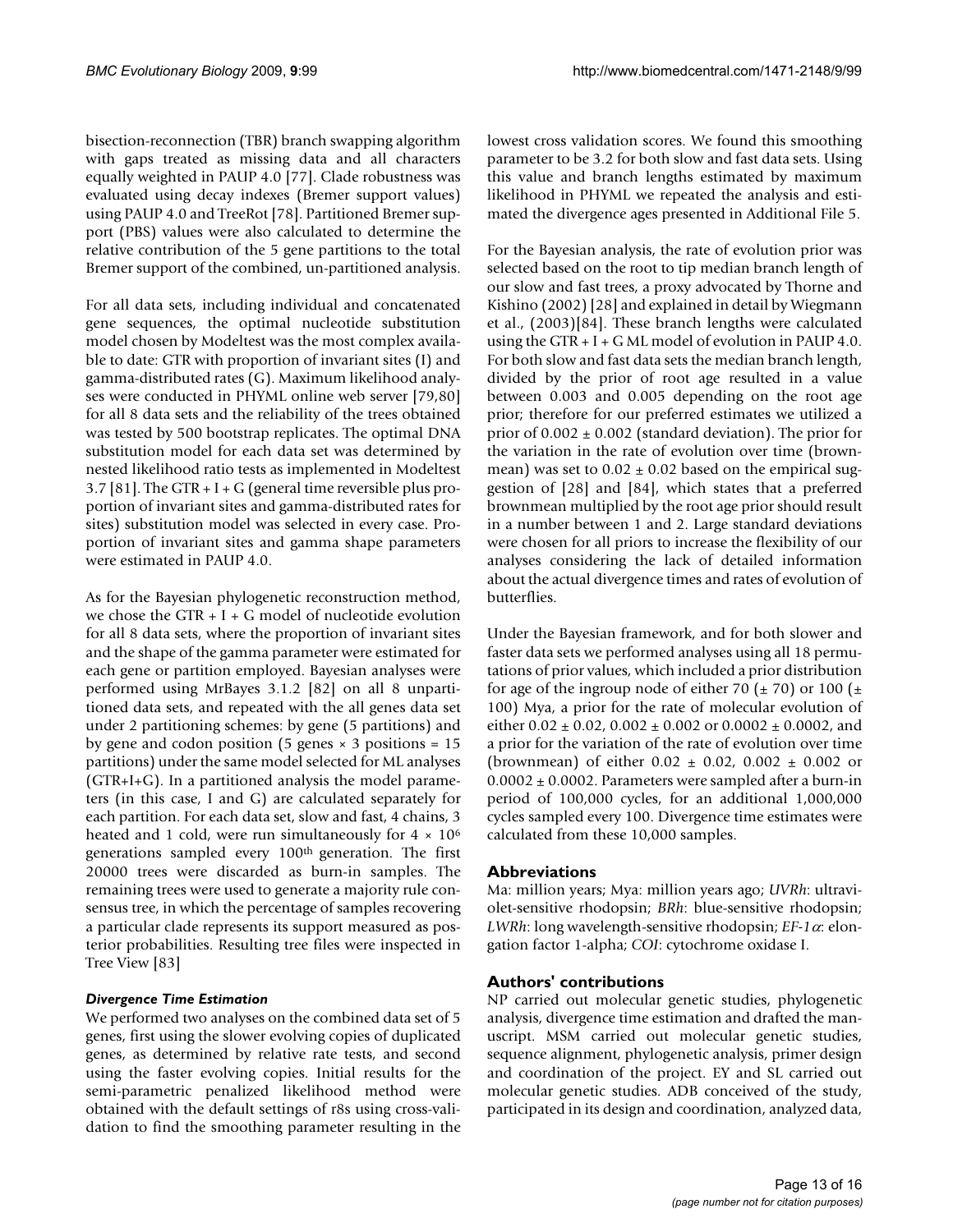bisection-reconnection (TBR) branch swapping algorithm with gaps treated as missing data and all characters equally weighted in PAUP 4.0 [77]. Clade robustness was evaluated using decay indexes (Bremer support values) using PAUP 4.0 and TreeRot [78]. Partitioned Bremer support (PBS) values were also calculated to determine the relative contribution of the 5 gene partitions to the total Bremer support of the combined, un-partitioned analysis.

For all data sets, including individual and concatenated gene sequences, the optimal nucleotide substitution model chosen by Modeltest was the most complex available to date: GTR with proportion of invariant sites (I) and gamma-distributed rates (G). Maximum likelihood analyses were conducted in PHYML online web server [79,80] for all 8 data sets and the reliability of the trees obtained was tested by 500 bootstrap replicates. The optimal DNA substitution model for each data set was determined by nested likelihood ratio tests as implemented in Modeltest 3.7 [81]. The GTR + I + G (general time reversible plus proportion of invariant sites and gamma-distributed rates for sites) substitution model was selected in every case. Proportion of invariant sites and gamma shape parameters were estimated in PAUP 4.0.

As for the Bayesian phylogenetic reconstruction method, we chose the GTR + I + G model of nucleotide evolution for all 8 data sets, where the proportion of invariant sites and the shape of the gamma parameter were estimated for each gene or partition employed. Bayesian analyses were performed using MrBayes 3.1.2 [82] on all 8 unpartitioned data sets, and repeated with the all genes data set under 2 partitioning schemes: by gene (5 partitions) and by gene and codon position (5 genes × 3 positions = 15 partitions) under the same model selected for ML analyses (GTR+I+G). In a partitioned analysis the model parameters (in this case, I and G) are calculated separately for each partition. For each data set, slow and fast, 4 chains, 3 heated and 1 cold, were run simultaneously for $4 \times 10^6$ generations sampled every 100th generation. The first 20000 trees were discarded as burn-in samples. The remaining trees were used to generate a majority rule consensus tree, in which the percentage of samples recovering a particular clade represents its support measured as posterior probabilities. Resulting tree files were inspected in Tree View [83]

### *Divergence Time Estimation*

We performed two analyses on the combined data set of 5 genes, first using the slower evolving copies of duplicated genes, as determined by relative rate tests, and second using the faster evolving copies. Initial results for the semi-parametric penalized likelihood method were obtained with the default settings of r8s using cross-validation to find the smoothing parameter resulting in the lowest cross validation scores. We found this smoothing parameter to be 3.2 for both slow and fast data sets. Using this value and branch lengths estimated by maximum likelihood in PHYML we repeated the analysis and estimated the divergence ages presented in Additional File 5.

For the Bayesian analysis, the rate of evolution prior was selected based on the root to tip median branch length of our slow and fast trees, a proxy advocated by Thorne and Kishino (2002) [28] and explained in detail by Wiegmann et al., (2003)[84]. These branch lengths were calculated using the GTR + I + G ML model of evolution in PAUP 4.0. For both slow and fast data sets the median branch length, divided by the prior of root age resulted in a value between 0.003 and 0.005 depending on the root age prior; therefore for our preferred estimates we utilized a prior of 0.002 ± 0.002 (standard deviation). The prior for the variation in the rate of evolution over time (brownmean) was set to 0.02 ± 0.02 based on the empirical suggestion of [28] and [84], which states that a preferred brownmean multiplied by the root age prior should result in a number between 1 and 2. Large standard deviations were chosen for all priors to increase the flexibility of our analyses considering the lack of detailed information about the actual divergence times and rates of evolution of butterflies.

Under the Bayesian framework, and for both slower and faster data sets we performed analyses using all 18 permutations of prior values, which included a prior distribution for age of the ingroup node of either 70 (± 70) or 100 (± 100) Mya, a prior for the rate of molecular evolution of either 0.02 ± 0.02, 0.002 ± 0.002 or 0.0002 ± 0.0002, and a prior for the variation of the rate of evolution over time (brownmean) of either 0.02 ± 0.02, 0.002 ± 0.002 or 0.0002 ± 0.0002. Parameters were sampled after a burn-in period of 100,000 cycles, for an additional 1,000,000 cycles sampled every 100. Divergence time estimates were calculated from these 10,000 samples.

## Abbreviations

Ma: million years; Mya: million years ago; *UVRh*: ultraviolet-sensitive rhodopsin; *BRh*: blue-sensitive rhodopsin; *LWRh*: long wavelength-sensitive rhodopsin; *EF-1α*: elongation factor 1-alpha; *COI*: cytochrome oxidase I.

## Authors' contributions

NP carried out molecular genetic studies, phylogenetic analysis, divergence time estimation and drafted the manuscript. MSM carried out molecular genetic studies, sequence alignment, phylogenetic analysis, primer design and coordination of the project. EY and SL carried out molecular genetic studies. ADB conceived of the study, participated in its design and coordination, analyzed data,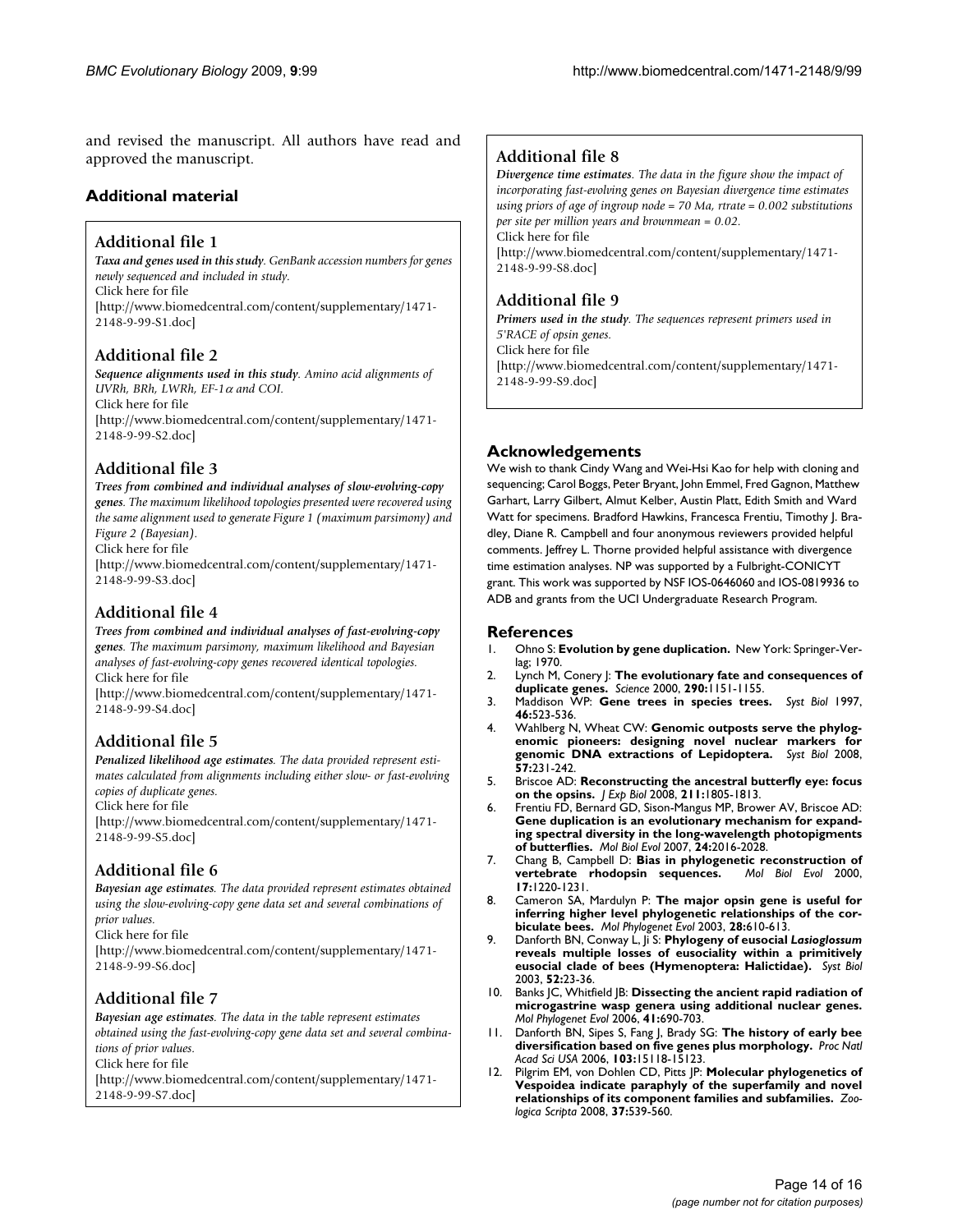and revised the manuscript. All authors have read and approved the manuscript.

## Additional material

### Additional file 1

***Taxa and genes used in this study****. GenBank accession numbers for genes newly sequenced and included in study.*
Click here for file
[http://www.biomedcentral.com/content/supplementary/1471-2148-9-99-S1.doc]

### Additional file 2

***Sequence alignments used in this study****. Amino acid alignments of UVRh, BRh, LWRh, EF-1$\alpha$ and COI.*
Click here for file
[http://www.biomedcentral.com/content/supplementary/1471-2148-9-99-S2.doc]

### Additional file 3

***Trees from combined and individual analyses of slow-evolving-copy genes****. The maximum likelihood topologies presented were recovered using the same alignment used to generate Figure 1 (maximum parsimony) and Figure 2 (Bayesian).*
Click here for file
[http://www.biomedcentral.com/content/supplementary/1471-2148-9-99-S3.doc]

### Additional file 4

***Trees from combined and individual analyses of fast-evolving-copy genes****. The maximum parsimony, maximum likelihood and Bayesian analyses of fast-evolving-copy genes recovered identical topologies.*
Click here for file
[http://www.biomedcentral.com/content/supplementary/1471-2148-9-99-S4.doc]

### Additional file 5

***Penalized likelihood age estimates****. The data provided represent estimates calculated from alignments including either slow- or fast-evolving copies of duplicate genes.*
Click here for file
[http://www.biomedcentral.com/content/supplementary/1471-2148-9-99-S5.doc]

### Additional file 6

***Bayesian age estimates****. The data provided represent estimates obtained using the slow-evolving-copy gene data set and several combinations of prior values.*
Click here for file
[http://www.biomedcentral.com/content/supplementary/1471-2148-9-99-S6.doc]

### Additional file 7

***Bayesian age estimates****. The data in the table represent estimates obtained using the fast-evolving-copy gene data set and several combinations of prior values.*
Click here for file
[http://www.biomedcentral.com/content/supplementary/1471-2148-9-99-S7.doc]

### Additional file 8

***Divergence time estimates****. The data in the figure show the impact of incorporating fast-evolving genes on Bayesian divergence time estimates using priors of age of ingroup node = 70 Ma, rtrate = 0.002 substitutions per site per million years and brownmean = 0.02.*
Click here for file
[http://www.biomedcentral.com/content/supplementary/1471-2148-9-99-S8.doc]

### Additional file 9

***Primers used in the study****. The sequences represent primers used in 5'RACE of opsin genes.*
Click here for file
[http://www.biomedcentral.com/content/supplementary/1471-2148-9-99-S9.doc]

## Acknowledgements

We wish to thank Cindy Wang and Wei-Hsi Kao for help with cloning and sequencing; Carol Boggs, Peter Bryant, John Emmel, Fred Gagnon, Matthew Garhart, Larry Gilbert, Almut Kelber, Austin Platt, Edith Smith and Ward Watt for specimens. Bradford Hawkins, Francesca Frentiu, Timothy J. Bradley, Diane R. Campbell and four anonymous reviewers provided helpful comments. Jeffrey L. Thorne provided helpful assistance with divergence time estimation analyses. NP was supported by a Fulbright-CONICYT grant. This work was supported by NSF IOS-0646060 and IOS-0819936 to ADB and grants from the UCI Undergraduate Research Program.

## References

1. Ohno S: **Evolution by gene duplication.** New York: Springer-Verlag; 1970.
2. Lynch M, Conery J: **The evolutionary fate and consequences of duplicate genes.** *Science* 2000, **290:**1151-1155.
3. Maddison WP: **Gene trees in species trees.** *Syst Biol* 1997, **46:**523-536.
4. Wahlberg N, Wheat CW: **Genomic outposts serve the phylogenomic pioneers: designing novel nuclear markers for genomic DNA extractions of Lepidoptera.** *Syst Biol* 2008, **57:**231-242.
5. Briscoe AD: **Reconstructing the ancestral butterfly eye: focus on the opsins.** *J Exp Biol* 2008, **211:**1805-1813.
6. Frentiu FD, Bernard GD, Sison-Mangus MP, Brower AV, Briscoe AD: **Gene duplication is an evolutionary mechanism for expanding spectral diversity in the long-wavelength photopigments of butterflies.** *Mol Biol Evol* 2007, **24:**2016-2028.
7. Chang B, Campbell D: **Bias in phylogenetic reconstruction of vertebrate rhodopsin sequences.** *Mol Biol Evol* 2000, **17:**1220-1231.
8. Cameron SA, Mardulyn P: **The major opsin gene is useful for inferring higher level phylogenetic relationships of the corbiculate bees.** *Mol Phylogenet Evol* 2003, **28:**610-613.
9. Danforth BN, Conway L, Ji S: **Phylogeny of eusocial *Lasioglossum* reveals multiple losses of eusociality within a primitively eusocial clade of bees (Hymenoptera: Halictidae).** *Syst Biol* 2003, **52:**23-36.
10. Banks JC, Whitfield JB: **Dissecting the ancient rapid radiation of microgastrine wasp genera using additional nuclear genes.** *Mol Phylogenet Evol* 2006, **41:**690-703.
11. Danforth BN, Sipes S, Fang J, Brady SG: **The history of early bee diversification based on five genes plus morphology.** *Proc Natl Acad Sci USA* 2006, **103:**15118-15123.
12. Pilgrim EM, von Dohlen CD, Pitts JP: **Molecular phylogenetics of Vespoidea indicate paraphyly of the superfamily and novel relationships of its component families and subfamilies.** *Zoologica Scripta* 2008, **37:**539-560.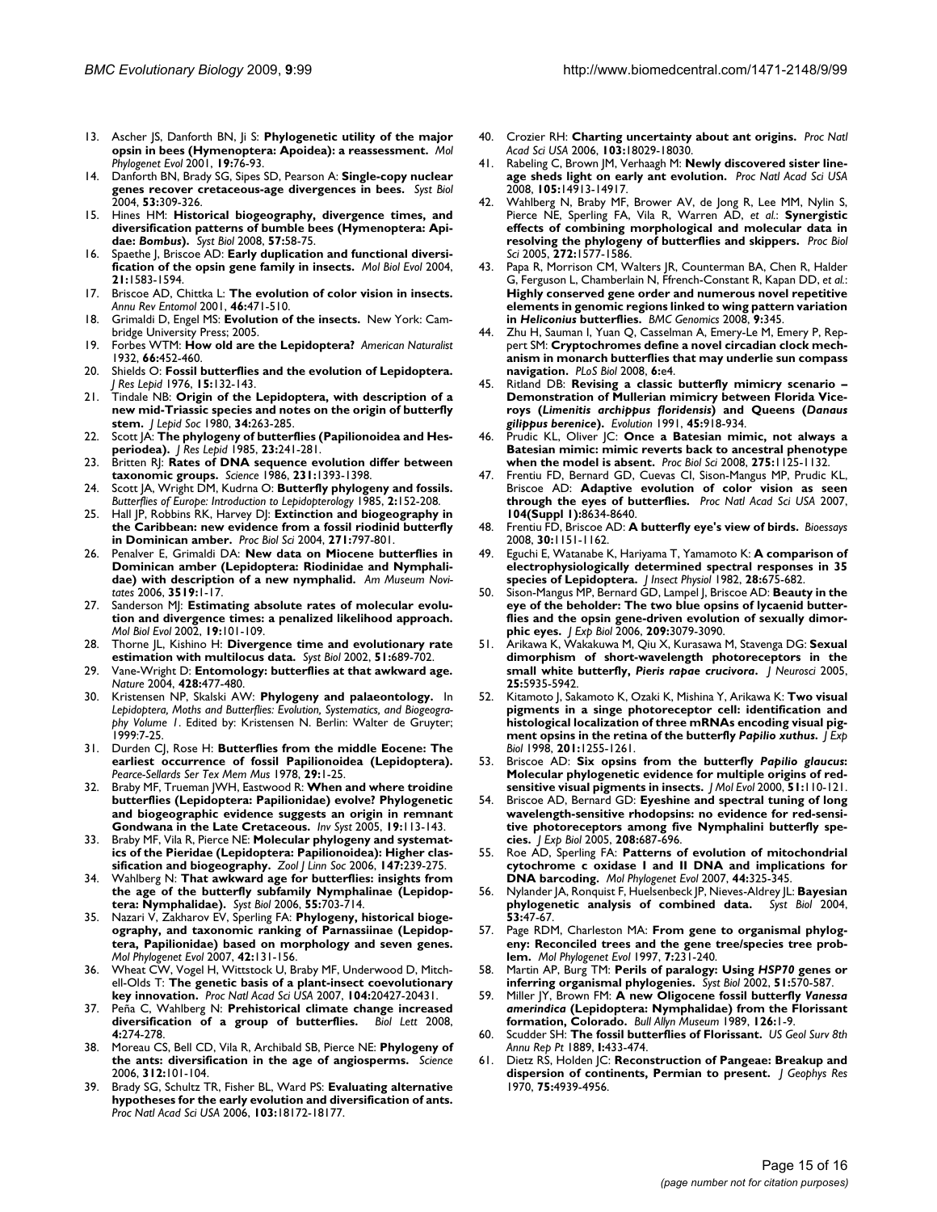13. Ascher JS, Danforth BN, Ji S: **Phylogenetic utility of the major opsin in bees (Hymenoptera: Apoidea): a reassessment.** *Mol Phylogenet Evol* 2001, **19:**76-93.
14. Danforth BN, Brady SG, Sipes SD, Pearson A: **Single-copy nuclear genes recover cretaceous-age divergences in bees.** *Syst Biol* 2004, **53:**309-326.
15. Hines HM: **Historical biogeography, divergence times, and diversification patterns of bumble bees (Hymenoptera: Apidae: *Bombus*).** *Syst Biol* 2008, **57:**58-75.
16. Spaethe J, Briscoe AD: **Early duplication and functional diversification of the opsin gene family in insects.** *Mol Biol Evol* 2004, **21:**1583-1594.
17. Briscoe AD, Chittka L: **The evolution of color vision in insects.** *Annu Rev Entomol* 2001, **46:**471-510.
18. Grimaldi D, Engel MS: **Evolution of the insects.** New York: Cambridge University Press; 2005.
19. Forbes WTM: **How old are the Lepidoptera?** *American Naturalist* 1932, **66:**452-460.
20. Shields O: **Fossil butterflies and the evolution of Lepidoptera.** *J Res Lepid* 1976, **15:**132-143.
21. Tindale NB: **Origin of the Lepidoptera, with description of a new mid-Triassic species and notes on the origin of butterfly stem.** *J Lepid Soc* 1980, **34:**263-285.
22. Scott JA: **The phylogeny of butterflies (Papilionoidea and Hesperiodea).** *J Res Lepid* 1985, **23:**241-281.
23. Britten RJ: **Rates of DNA sequence evolution differ between taxonomic groups.** *Science* 1986, **231:**1393-1398.
24. Scott JA, Wright DM, Kudrna O: **Butterfly phylogeny and fossils.** *Butterflies of Europe: Introduction to Lepidopterology* 1985, **2:**152-208.
25. Hall JP, Robbins RK, Harvey DJ: **Extinction and biogeography in the Caribbean: new evidence from a fossil riodinid butterfly in Dominican amber.** *Proc Biol Sci* 2004, **271:**797-801.
26. Penalver E, Grimaldi DA: **New data on Miocene butterflies in Dominican amber (Lepidoptera: Riodinidae and Nymphalidae) with description of a new nymphalid.** *Am Museum Novitates* 2006, **3519:**1-17.
27. Sanderson MJ: **Estimating absolute rates of molecular evolution and divergence times: a penalized likelihood approach.** *Mol Biol Evol* 2002, **19:**101-109.
28. Thorne JL, Kishino H: **Divergence time and evolutionary rate estimation with multilocus data.** *Syst Biol* 2002, **51:**689-702.
29. Vane-Wright D: **Entomology: butterflies at that awkward age.** *Nature* 2004, **428:**477-480.
30. Kristensen NP, Skalski AW: **Phylogeny and palaeontology.** In *Lepidoptera, Moths and Butterflies: Evolution, Systematics, and Biogeography Volume 1*. Edited by: Kristensen N. Berlin: Walter de Gruyter; 1999:7-25.
31. Durden CJ, Rose H: **Butterflies from the middle Eocene: The earliest occurrence of fossil Papilionoidea (Lepidoptera).** *Pearce-Sellards Ser Tex Mem Mus* 1978, **29:**1-25.
32. Braby MF, Trueman JWH, Eastwood R: **When and where troidine butterflies (Lepidoptera: Papilionidae) evolve? Phylogenetic and biogeographic evidence suggests an origin in remnant Gondwana in the Late Cretaceous.** *Inv Syst* 2005, **19:**113-143.
33. Braby MF, Vila R, Pierce NE: **Molecular phylogeny and systematics of the Pieridae (Lepidoptera: Papilionoidea): Higher classification and biogeography.** *Zool J Linn Soc* 2006, **147:**239-275.
34. Wahlberg N: **That awkward age for butterflies: insights from the age of the butterfly subfamily Nymphalinae (Lepidoptera: Nymphalidae).** *Syst Biol* 2006, **55:**703-714.
35. Nazari V, Zakharov EV, Sperling FA: **Phylogeny, historical biogeography, and taxonomic ranking of Parnassiinae (Lepidoptera, Papilionidae) based on morphology and seven genes.** *Mol Phylogenet Evol* 2007, **42:**131-156.
36. Wheat CW, Vogel H, Wittstock U, Braby MF, Underwood D, Mitchell-Olds T: **The genetic basis of a plant-insect coevolutionary key innovation.** *Proc Natl Acad Sci USA* 2007, **104:**20427-20431.
37. Peña C, Wahlberg N: **Prehistorical climate change increased diversification of a group of butterflies.** *Biol Lett* 2008, **4:**274-278.
38. Moreau CS, Bell CD, Vila R, Archibald SB, Pierce NE: **Phylogeny of the ants: diversification in the age of angiosperms.** *Science* 2006, **312:**101-104.
39. Brady SG, Schultz TR, Fisher BL, Ward PS: **Evaluating alternative hypotheses for the early evolution and diversification of ants.** *Proc Natl Acad Sci USA* 2006, **103:**18172-18177.
40. Crozier RH: **Charting uncertainty about ant origins.** *Proc Natl Acad Sci USA* 2006, **103:**18029-18030.
41. Rabeling C, Brown JM, Verhaagh M: **Newly discovered sister lineage sheds light on early ant evolution.** *Proc Natl Acad Sci USA* 2008, **105:**14913-14917.
42. Wahlberg N, Braby MF, Brower AV, de Jong R, Lee MM, Nylin S, Pierce NE, Sperling FA, Vila R, Warren AD, *et al.*: **Synergistic effects of combining morphological and molecular data in resolving the phylogeny of butterflies and skippers.** *Proc Biol Sci* 2005, **272:**1577-1586.
43. Papa R, Morrison CM, Walters JR, Counterman BA, Chen R, Halder G, Ferguson L, Chamberlain N, Ffrench-Constant R, Kapan DD, *et al.*: **Highly conserved gene order and numerous novel repetitive elements in genomic regions linked to wing pattern variation in *Heliconius* butterflies.** *BMC Genomics* 2008, **9:**345.
44. Zhu H, Sauman I, Yuan Q, Casselman A, Emery-Le M, Emery P, Reppert SM: **Cryptochromes define a novel circadian clock mechanism in monarch butterflies that may underlie sun compass navigation.** *PLoS Biol* 2008, **6:**e4.
45. Ritland DB: **Revising a classic butterfly mimicry scenario – Demonstration of Mullerian mimicry between Florida Viceroys (*Limenitis archippus floridensis*) and Queens (*Danaus gilippus berenice*).** *Evolution* 1991, **45:**918-934.
46. Prudic KL, Oliver JC: **Once a Batesian mimic, not always a Batesian mimic: mimic reverts back to ancestral phenotype when the model is absent.** *Proc Biol Sci* 2008, **275:**1125-1132.
47. Frentiu FD, Bernard GD, Cuevas CI, Sison-Mangus MP, Prudic KL, Briscoe AD: **Adaptive evolution of color vision as seen through the eyes of butterflies.** *Proc Natl Acad Sci USA* 2007, **104(Suppl 1):**8634-8640.
48. Frentiu FD, Briscoe AD: **A butterfly eye's view of birds.** *Bioessays* 2008, **30:**1151-1162.
49. Eguchi E, Watanabe K, Hariyama T, Yamamoto K: **A comparison of electrophysiologically determined spectral responses in 35 species of Lepidoptera.** *J Insect Physiol* 1982, **28:**675-682.
50. Sison-Mangus MP, Bernard GD, Lampel J, Briscoe AD: **Beauty in the eye of the beholder: The two blue opsins of lycaenid butterflies and the opsin gene-driven evolution of sexually dimorphic eyes.** *J Exp Biol* 2006, **209:**3079-3090.
51. Arikawa K, Wakakuwa M, Qiu X, Kurasawa M, Stavenga DG: **Sexual dimorphism of short-wavelength photoreceptors in the small white butterfly, *Pieris rapae crucivora*.** *J Neurosci* 2005, **25:**5935-5942.
52. Kitamoto J, Sakamoto K, Ozaki K, Mishina Y, Arikawa K: **Two visual pigments in a singe photoreceptor cell: identification and histological localization of three mRNAs encoding visual pigment opsins in the retina of the butterfly *Papilio xuthus*.** *J Exp Biol* 1998, **201:**1255-1261.
53. Briscoe AD: **Six opsins from the butterfly *Papilio glaucus*: Molecular phylogenetic evidence for multiple origins of red-sensitive visual pigments in insects.** *J Mol Evol* 2000, **51:**110-121.
54. Briscoe AD, Bernard GD: **Eyeshine and spectral tuning of long wavelength-sensitive rhodopsins: no evidence for red-sensitive photoreceptors among five Nymphalini butterfly species.** *J Exp Biol* 2005, **208:**687-696.
55. Roe AD, Sperling FA: **Patterns of evolution of mitochondrial cytochrome c oxidase I and II DNA and implications for DNA barcoding.** *Mol Phylogenet Evol* 2007, **44:**325-345.
56. Nylander JA, Ronquist F, Huelsenbeck JP, Nieves-Aldrey JL: **Bayesian phylogenetic analysis of combined data.** *Syst Biol* 2004, **53:**47-67.
57. Page RDM, Charleston MA: **From gene to organismal phylogeny: Reconciled trees and the gene tree/species tree problem.** *Mol Phylogenet Evol* 1997, **7:**231-240.
58. Martin AP, Burg TM: **Perils of paralogy: Using *HSP70* genes or inferring organismal phylogenies.** *Syst Biol* 2002, **51:**570-587.
59. Miller JY, Brown FM: **A new Oligocene fossil butterfly *Vanessa amerindica* (Lepidoptera: Nymphalidae) from the Florissant formation, Colorado.** *Bull Allyn Museum* 1989, **126:**1-9.
60. Scudder SH: **The fossil butterflies of Florissant.** *US Geol Surv 8th Annu Rep Pt* 1889, **I:**433-474.
61. Dietz RS, Holden JC: **Reconstruction of Pangeae: Breakup and dispersion of continents, Permian to present.** *J Geophys Res* 1970, **75:**4939-4956.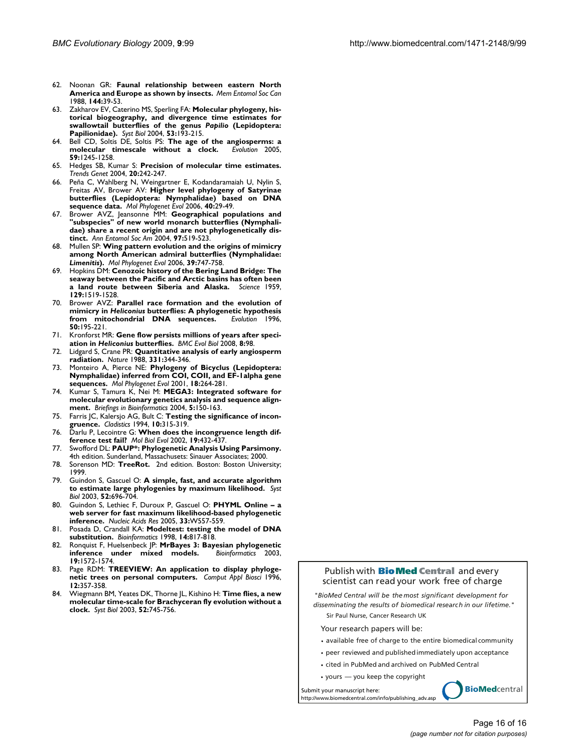62. Noonan GR: **Faunal relationship between eastern North America and Europe as shown by insects.** *Mem Entomol Soc Can* 1988, **144:**39-53.
63. Zakharov EV, Caterino MS, Sperling FA: **Molecular phylogeny, historical biogeography, and divergence time estimates for swallowtail butterflies of the genus *Papilio* (Lepidoptera: Papilionidae).** *Syst Biol* 2004, **53:**193-215.
64. Bell CD, Soltis DE, Soltis PS: **The age of the angiosperms: a molecular timescale without a clock.** *Evolution* 2005, **59:**1245-1258.
65. Hedges SB, Kumar S: **Precision of molecular time estimates.** *Trends Genet* 2004, **20:**242-247.
66. Peña C, Wahlberg N, Weingartner E, Kodandaramaiah U, Nylin S, Freitas AV, Brower AV: **Higher level phylogeny of Satyrinae butterflies (Lepidoptera: Nymphalidae) based on DNA sequence data.** *Mol Phylogenet Evol* 2006, **40:**29-49.
67. Brower AVZ, Jeansonne MM: **Geographical populations and "subspecies" of new world monarch butterflies (Nymphalidae) share a recent origin and are not phylogenetically distinct.** *Ann Entomol Soc Am* 2004, **97:**519-523.
68. Mullen SP: **Wing pattern evolution and the origins of mimicry among North American admiral butterflies (Nymphalidae: *Limenitis*).** *Mol Phylogenet Evol* 2006, **39:**747-758.
69. Hopkins DM: **Cenozoic history of the Bering Land Bridge: The seaway between the Pacific and Arctic basins has often been a land route between Siberia and Alaska.** *Science* 1959, **129:**1519-1528.
70. Brower AVZ: **Parallel race formation and the evolution of mimicry in *Heliconius* butterflies: A phylogenetic hypothesis from mitochondrial DNA sequences.** *Evolution* 1996, **50:**195-221.
71. Kronforst MR: **Gene flow persists millions of years after speciation in *Heliconius* butterflies.** *BMC Evol Biol* 2008, **8:**98.
72. Lidgard S, Crane PR: **Quantitative analysis of early angiosperm radiation.** *Nature* 1988, **331:**344-346.
73. Monteiro A, Pierce NE: **Phylogeny of Bicyclus (Lepidoptera: Nymphalidae) inferred from COI, COII, and EF-1alpha gene sequences.** *Mol Phylogenet Evol* 2001, **18:**264-281.
74. Kumar S, Tamura K, Nei M: **MEGA3: Integrated software for molecular evolutionary genetics analysis and sequence alignment.** *Briefings in Bioinformatics* 2004, **5:**150-163.
75. Farris JC, Kalersjo AG, Bult C: **Testing the significance of incongruence.** *Cladistics* 1994, **10:**315-319.
76. Darlu P, Lecointre G: **When does the incongruence length difference test fail?** *Mol Biol Evol* 2002, **19:**432-437.
77. Swofford DL: **PAUP*: Phylogenetic Analysis Using Parsimony.** 4th edition. Sunderland, Massachusets: Sinauer Associates; 2000.
78. Sorenson MD: **TreeRot.** 2nd edition. Boston: Boston University; 1999.
79. Guindon S, Gascuel O: **A simple, fast, and accurate algorithm to estimate large phylogenies by maximum likelihood.** *Syst Biol* 2003, **52:**696-704.
80. Guindon S, Lethiec F, Duroux P, Gascuel O: **PHYML Online – a web server for fast maximum likelihood-based phylogenetic inference.** *Nucleic Acids Res* 2005, **33:**W557-559.
81. Posada D, Crandall KA: **Modeltest: testing the model of DNA substitution.** *Bioinformatics* 1998, **14:**817-818.
82. Ronquist F, Huelsenbeck JP: **MrBayes 3: Bayesian phylogenetic inference under mixed models.** *Bioinformatics* 2003, **19:**1572-1574.
83. Page RDM: **TREEVIEW: An application to display phylogenetic trees on personal computers.** *Comput Appl Biosci* 1996, **12:**357-358.
84. Wiegmann BM, Yeates DK, Thorne JL, Kishino H: **Time flies, a new molecular time-scale for Brachyceran fly evolution without a clock.** *Syst Biol* 2003, **52:**745-756.

Publish with **BioMed Central** and every scientist can read your work free of charge

*"BioMed Central will be the most significant development for disseminating the results of biomedical research in our lifetime."*
Sir Paul Nurse, Cancer Research UK

Your research papers will be:

- available free of charge to the entire biomedical community
- peer reviewed and published immediately upon acceptance
- cited in PubMed and archived on PubMed Central
- yours — you keep the copyright

Submit your manuscript here:
http://www.biomedcentral.com/info/publishing_adv.asp

BioMedcentral